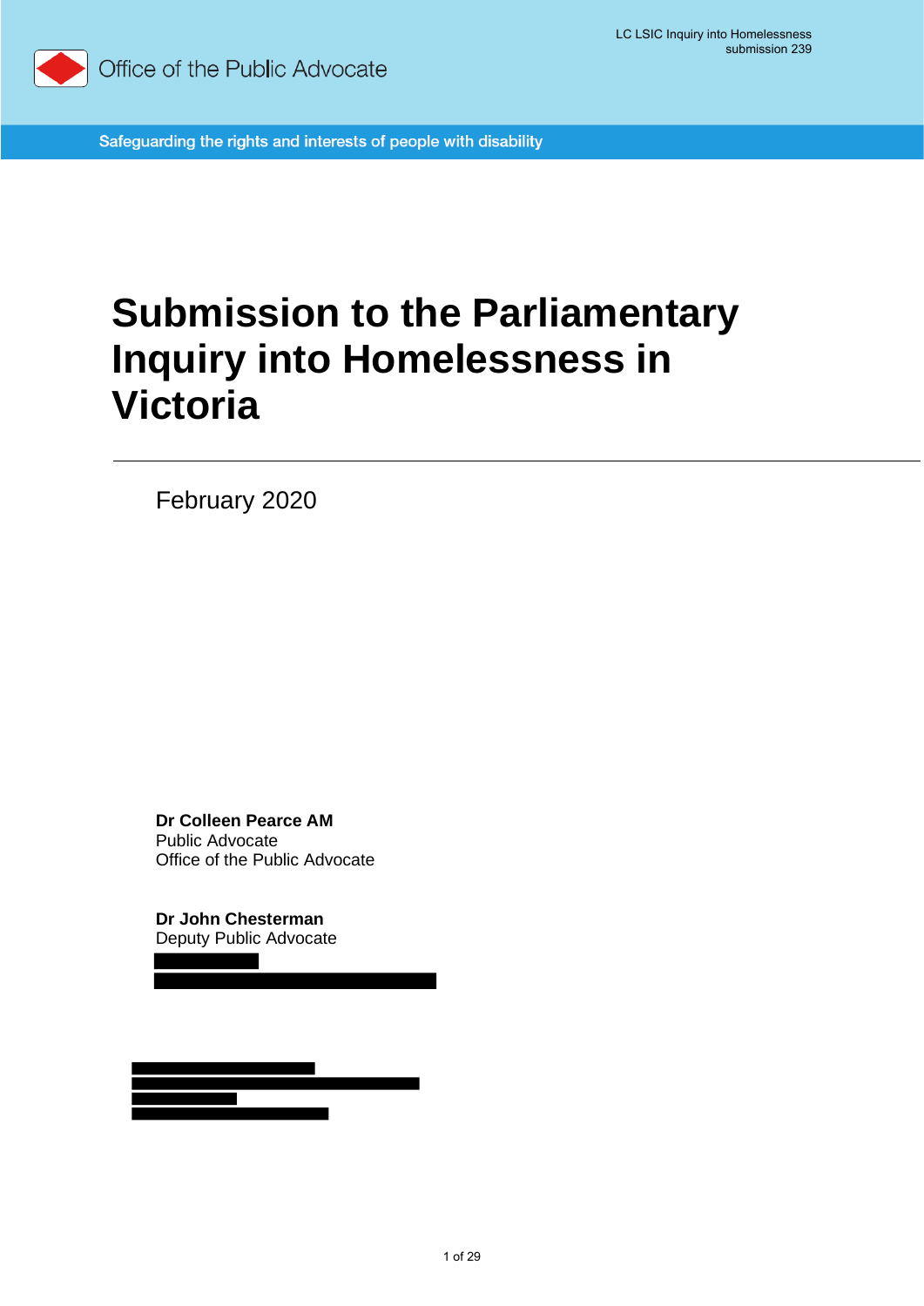LC LSIC Inquiry into Homelessness submission 239

Office of the Public Advocate

Safeguarding the rights and interests of people with disability

# Submission to the Parliamentary Inquiry into Homelessness in Victoria

February 2020

**Dr Colleen Pearce AM**
Public Advocate
Office of the Public Advocate

**Dr John Chesterman**
Deputy Public Advocate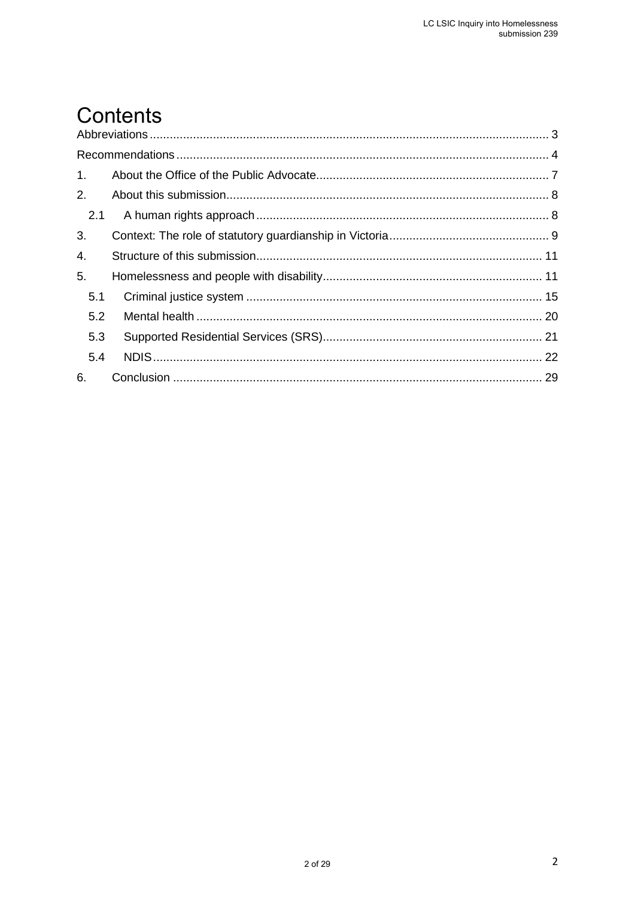# Contents

Abbreviations ........................................................................................................................ 3

Recommendations ................................................................................................................ 4

1. About the Office of the Public Advocate ........................................................................ 7

2. About this submission ................................................................................................... 8

   2.1 A human rights approach ........................................................................................ 8

3. Context: The role of statutory guardianship in Victoria ................................................. 9

4. Structure of this submission ......................................................................................... 11

5. Homelessness and people with disability ..................................................................... 11

   5.1 Criminal justice system .......................................................................................... 15

   5.2 Mental health .......................................................................................................... 20

   5.3 Supported Residential Services (SRS) ................................................................... 21

   5.4 NDIS ....................................................................................................................... 22

6. Conclusion .................................................................................................................... 29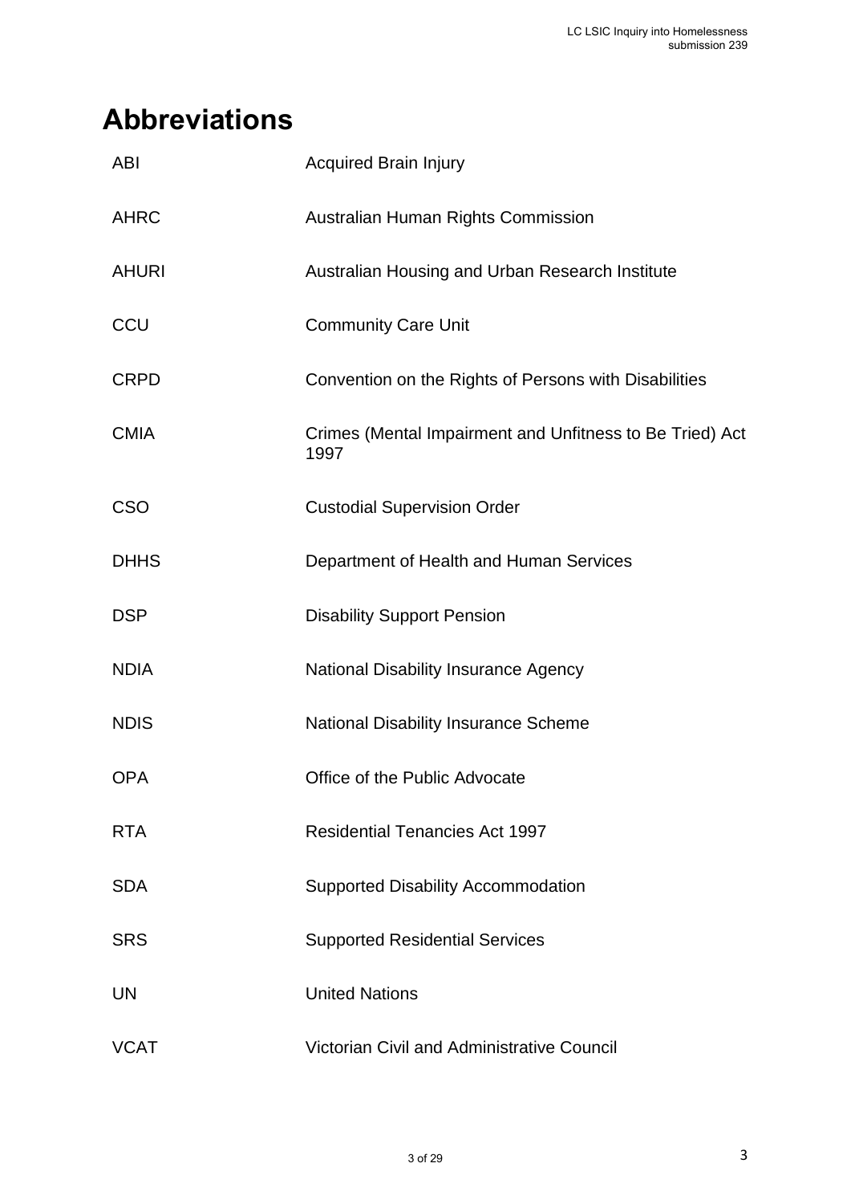# Abbreviations

| | |
|---|---|
| ABI | Acquired Brain Injury |
| AHRC | Australian Human Rights Commission |
| AHURI | Australian Housing and Urban Research Institute |
| CCU | Community Care Unit |
| CRPD | Convention on the Rights of Persons with Disabilities |
| CMIA | Crimes (Mental Impairment and Unfitness to Be Tried) Act 1997 |
| CSO | Custodial Supervision Order |
| DHHS | Department of Health and Human Services |
| DSP | Disability Support Pension |
| NDIA | National Disability Insurance Agency |
| NDIS | National Disability Insurance Scheme |
| OPA | Office of the Public Advocate |
| RTA | Residential Tenancies Act 1997 |
| SDA | Supported Disability Accommodation |
| SRS | Supported Residential Services |
| UN | United Nations |
| VCAT | Victorian Civil and Administrative Council |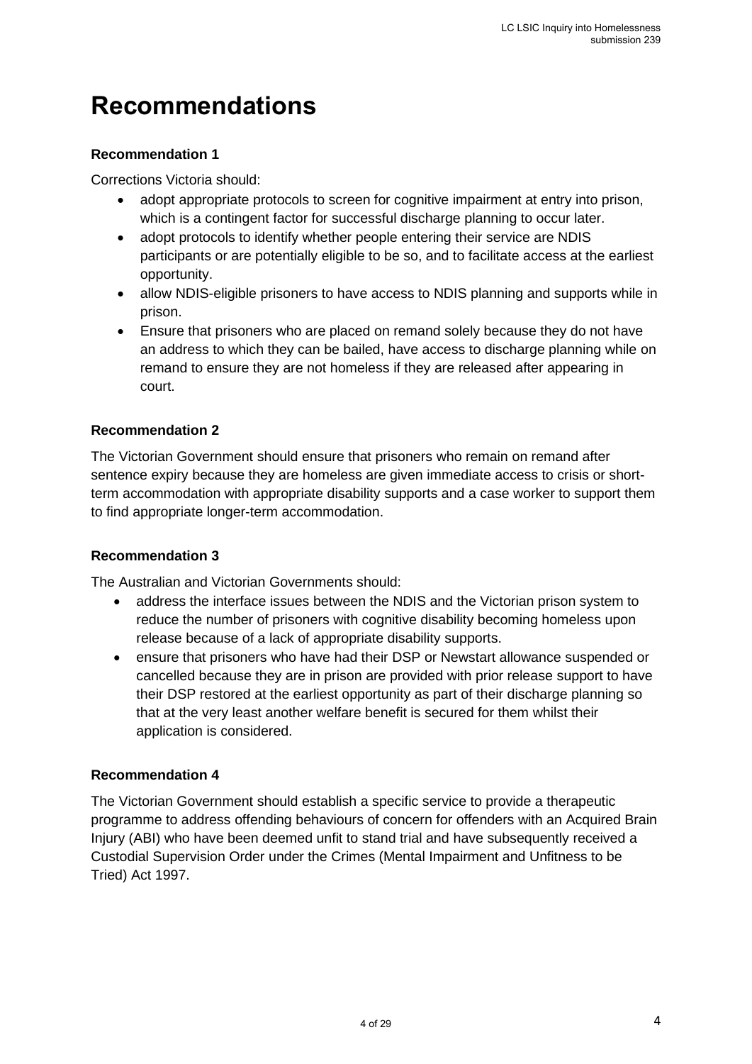# Recommendations

### Recommendation 1

Corrections Victoria should:

- adopt appropriate protocols to screen for cognitive impairment at entry into prison, which is a contingent factor for successful discharge planning to occur later.
- adopt protocols to identify whether people entering their service are NDIS participants or are potentially eligible to be so, and to facilitate access at the earliest opportunity.
- allow NDIS-eligible prisoners to have access to NDIS planning and supports while in prison.
- Ensure that prisoners who are placed on remand solely because they do not have an address to which they can be bailed, have access to discharge planning while on remand to ensure they are not homeless if they are released after appearing in court.

### Recommendation 2

The Victorian Government should ensure that prisoners who remain on remand after sentence expiry because they are homeless are given immediate access to crisis or short-term accommodation with appropriate disability supports and a case worker to support them to find appropriate longer-term accommodation.

### Recommendation 3

The Australian and Victorian Governments should:

- address the interface issues between the NDIS and the Victorian prison system to reduce the number of prisoners with cognitive disability becoming homeless upon release because of a lack of appropriate disability supports.
- ensure that prisoners who have had their DSP or Newstart allowance suspended or cancelled because they are in prison are provided with prior release support to have their DSP restored at the earliest opportunity as part of their discharge planning so that at the very least another welfare benefit is secured for them whilst their application is considered.

### Recommendation 4

The Victorian Government should establish a specific service to provide a therapeutic programme to address offending behaviours of concern for offenders with an Acquired Brain Injury (ABI) who have been deemed unfit to stand trial and have subsequently received a Custodial Supervision Order under the Crimes (Mental Impairment and Unfitness to be Tried) Act 1997.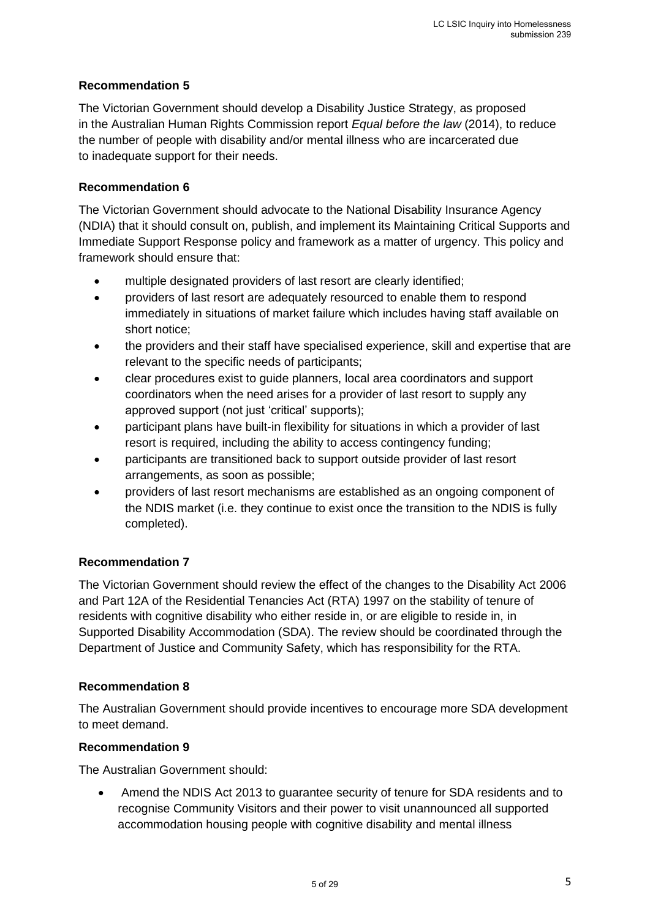**Recommendation 5**

The Victorian Government should develop a Disability Justice Strategy, as proposed in the Australian Human Rights Commission report *Equal before the law* (2014), to reduce the number of people with disability and/or mental illness who are incarcerated due to inadequate support for their needs.

**Recommendation 6**

The Victorian Government should advocate to the National Disability Insurance Agency (NDIA) that it should consult on, publish, and implement its Maintaining Critical Supports and Immediate Support Response policy and framework as a matter of urgency. This policy and framework should ensure that:

- multiple designated providers of last resort are clearly identified;
- providers of last resort are adequately resourced to enable them to respond immediately in situations of market failure which includes having staff available on short notice;
- the providers and their staff have specialised experience, skill and expertise that are relevant to the specific needs of participants;
- clear procedures exist to guide planners, local area coordinators and support coordinators when the need arises for a provider of last resort to supply any approved support (not just 'critical' supports);
- participant plans have built-in flexibility for situations in which a provider of last resort is required, including the ability to access contingency funding;
- participants are transitioned back to support outside provider of last resort arrangements, as soon as possible;
- providers of last resort mechanisms are established as an ongoing component of the NDIS market (i.e. they continue to exist once the transition to the NDIS is fully completed).

**Recommendation 7**

The Victorian Government should review the effect of the changes to the Disability Act 2006 and Part 12A of the Residential Tenancies Act (RTA) 1997 on the stability of tenure of residents with cognitive disability who either reside in, or are eligible to reside in, in Supported Disability Accommodation (SDA). The review should be coordinated through the Department of Justice and Community Safety, which has responsibility for the RTA.

**Recommendation 8**

The Australian Government should provide incentives to encourage more SDA development to meet demand.

**Recommendation 9**

The Australian Government should:

- Amend the NDIS Act 2013 to guarantee security of tenure for SDA residents and to recognise Community Visitors and their power to visit unannounced all supported accommodation housing people with cognitive disability and mental illness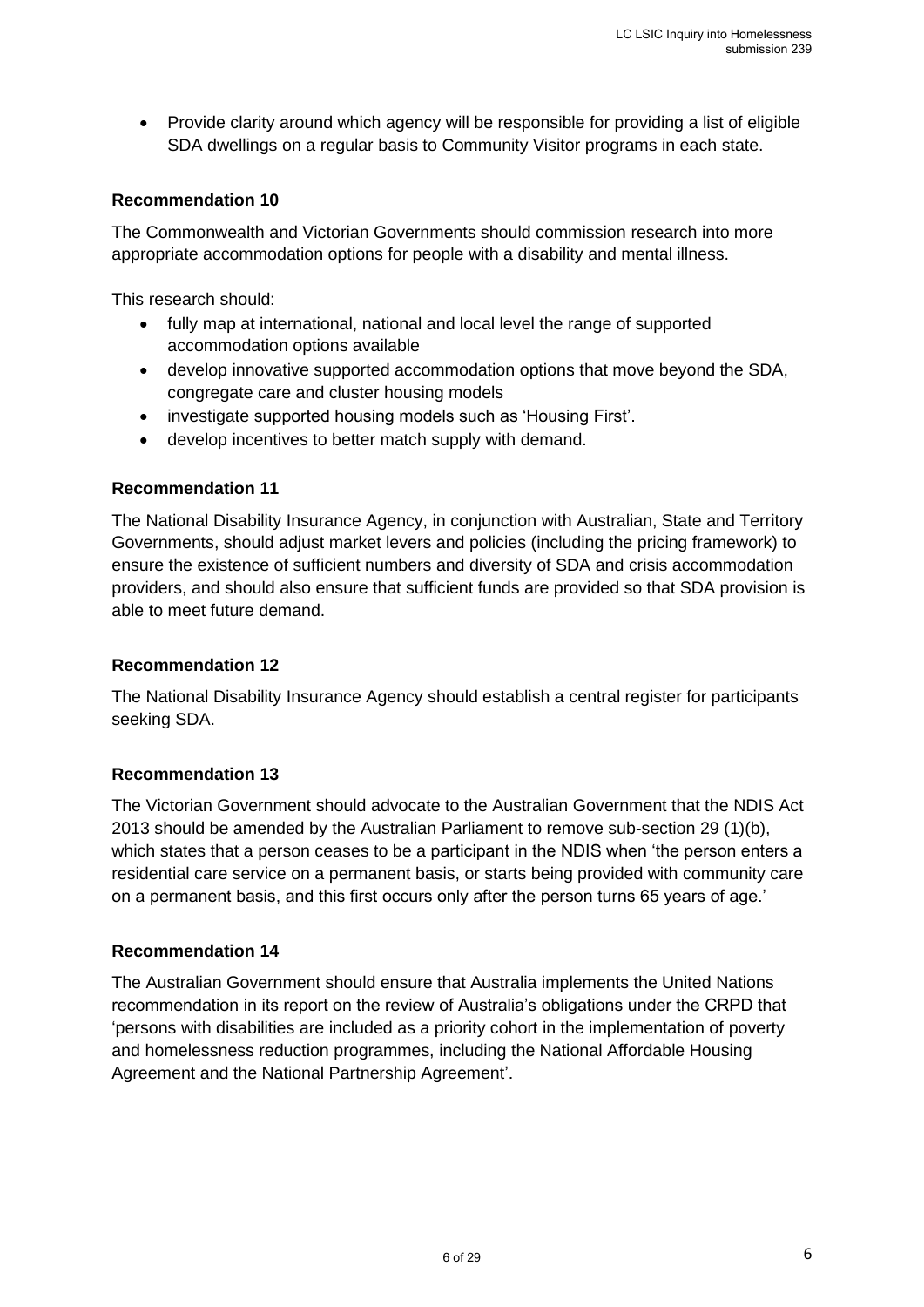- Provide clarity around which agency will be responsible for providing a list of eligible SDA dwellings on a regular basis to Community Visitor programs in each state.

**Recommendation 10**

The Commonwealth and Victorian Governments should commission research into more appropriate accommodation options for people with a disability and mental illness.

This research should:

- fully map at international, national and local level the range of supported accommodation options available
- develop innovative supported accommodation options that move beyond the SDA, congregate care and cluster housing models
- investigate supported housing models such as 'Housing First'.
- develop incentives to better match supply with demand.

**Recommendation 11**

The National Disability Insurance Agency, in conjunction with Australian, State and Territory Governments, should adjust market levers and policies (including the pricing framework) to ensure the existence of sufficient numbers and diversity of SDA and crisis accommodation providers, and should also ensure that sufficient funds are provided so that SDA provision is able to meet future demand.

**Recommendation 12**

The National Disability Insurance Agency should establish a central register for participants seeking SDA.

**Recommendation 13**

The Victorian Government should advocate to the Australian Government that the NDIS Act 2013 should be amended by the Australian Parliament to remove sub-section 29 (1)(b), which states that a person ceases to be a participant in the NDIS when 'the person enters a residential care service on a permanent basis, or starts being provided with community care on a permanent basis, and this first occurs only after the person turns 65 years of age.'

**Recommendation 14**

The Australian Government should ensure that Australia implements the United Nations recommendation in its report on the review of Australia's obligations under the CRPD that 'persons with disabilities are included as a priority cohort in the implementation of poverty and homelessness reduction programmes, including the National Affordable Housing Agreement and the National Partnership Agreement'.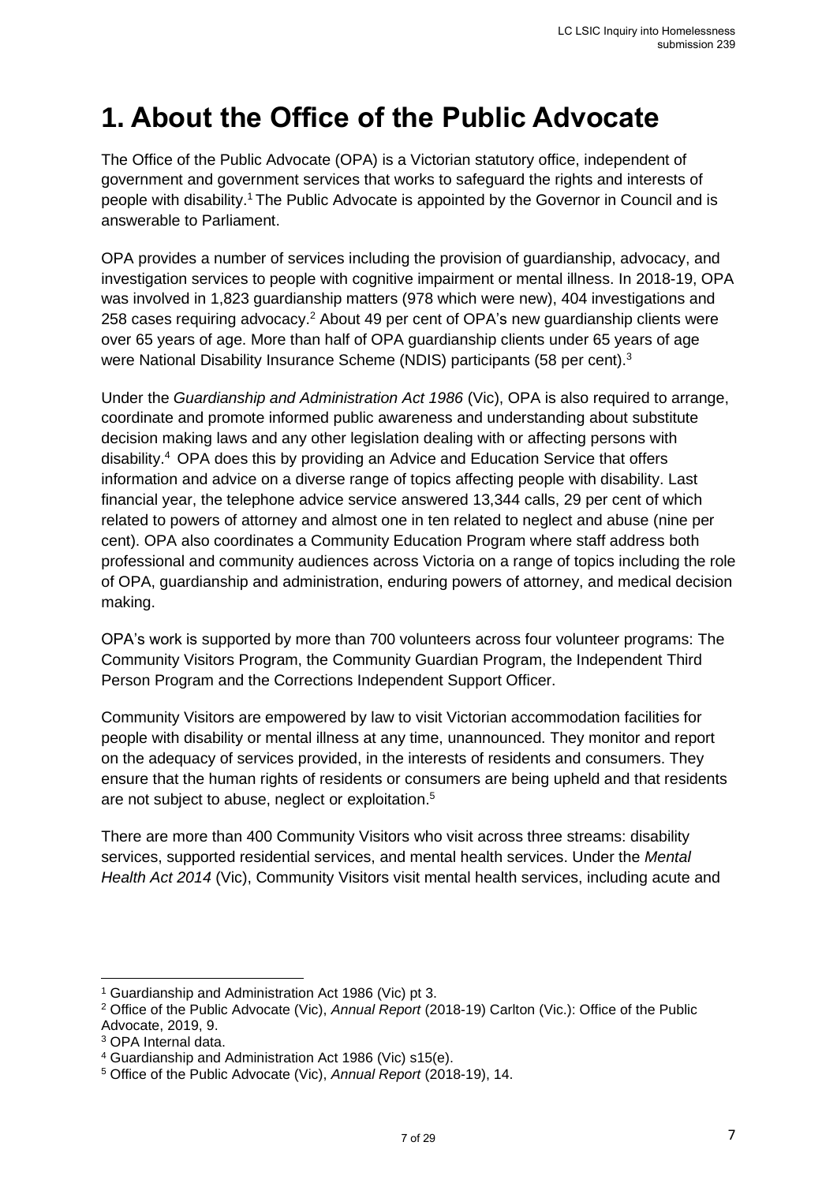# 1. About the Office of the Public Advocate

The Office of the Public Advocate (OPA) is a Victorian statutory office, independent of government and government services that works to safeguard the rights and interests of people with disability.[1] The Public Advocate is appointed by the Governor in Council and is answerable to Parliament.

OPA provides a number of services including the provision of guardianship, advocacy, and investigation services to people with cognitive impairment or mental illness. In 2018-19, OPA was involved in 1,823 guardianship matters (978 which were new), 404 investigations and 258 cases requiring advocacy.[2] About 49 per cent of OPA's new guardianship clients were over 65 years of age. More than half of OPA guardianship clients under 65 years of age were National Disability Insurance Scheme (NDIS) participants (58 per cent).[3]

Under the *Guardianship and Administration Act 1986* (Vic), OPA is also required to arrange, coordinate and promote informed public awareness and understanding about substitute decision making laws and any other legislation dealing with or affecting persons with disability.[4] OPA does this by providing an Advice and Education Service that offers information and advice on a diverse range of topics affecting people with disability. Last financial year, the telephone advice service answered 13,344 calls, 29 per cent of which related to powers of attorney and almost one in ten related to neglect and abuse (nine per cent). OPA also coordinates a Community Education Program where staff address both professional and community audiences across Victoria on a range of topics including the role of OPA, guardianship and administration, enduring powers of attorney, and medical decision making.

OPA's work is supported by more than 700 volunteers across four volunteer programs: The Community Visitors Program, the Community Guardian Program, the Independent Third Person Program and the Corrections Independent Support Officer.

Community Visitors are empowered by law to visit Victorian accommodation facilities for people with disability or mental illness at any time, unannounced. They monitor and report on the adequacy of services provided, in the interests of residents and consumers. They ensure that the human rights of residents or consumers are being upheld and that residents are not subject to abuse, neglect or exploitation.[5]

There are more than 400 Community Visitors who visit across three streams: disability services, supported residential services, and mental health services. Under the *Mental Health Act 2014* (Vic), Community Visitors visit mental health services, including acute and

---

[1] Guardianship and Administration Act 1986 (Vic) pt 3.

[2] Office of the Public Advocate (Vic), *Annual Report* (2018-19) Carlton (Vic.): Office of the Public Advocate, 2019, 9.

[3] OPA Internal data.

[4] Guardianship and Administration Act 1986 (Vic) s15(e).

[5] Office of the Public Advocate (Vic), *Annual Report* (2018-19), 14.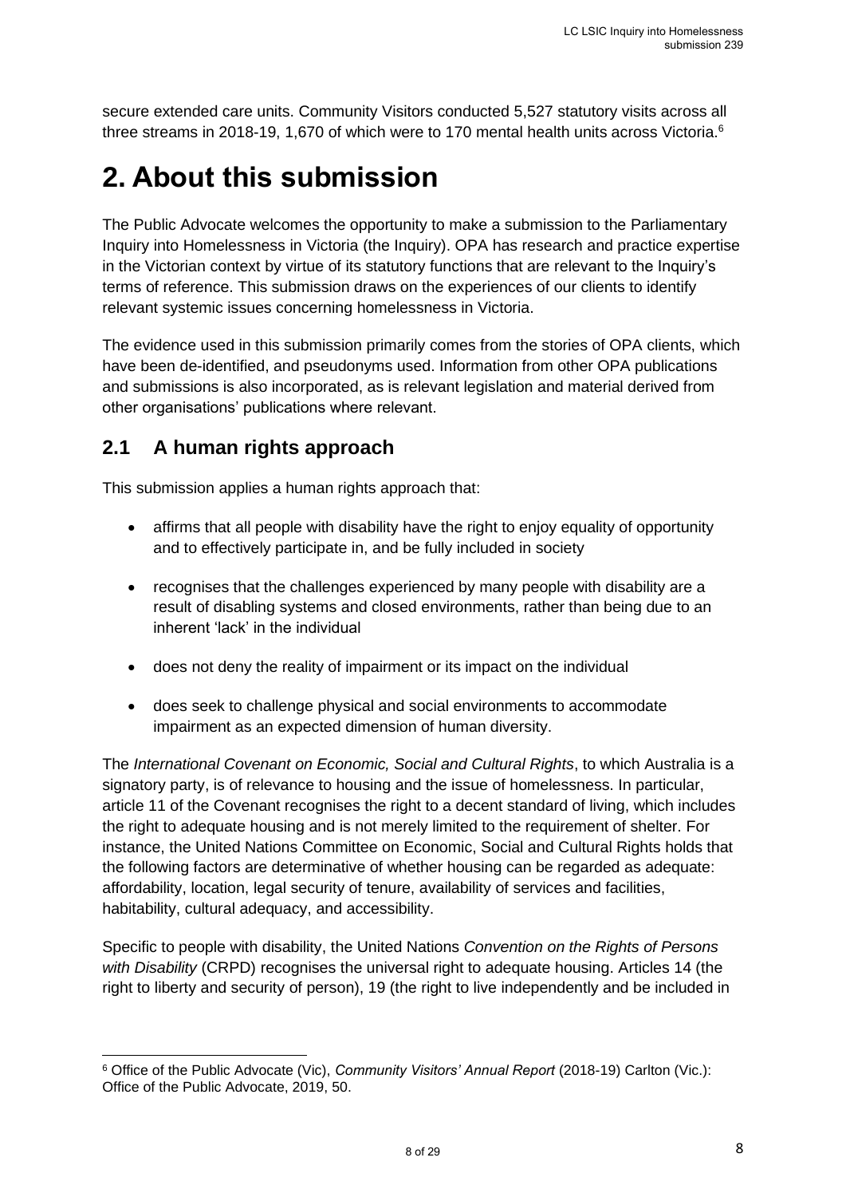secure extended care units. Community Visitors conducted 5,527 statutory visits across all three streams in 2018-19, 1,670 of which were to 170 mental health units across Victoria.[6]

# 2. About this submission

The Public Advocate welcomes the opportunity to make a submission to the Parliamentary Inquiry into Homelessness in Victoria (the Inquiry). OPA has research and practice expertise in the Victorian context by virtue of its statutory functions that are relevant to the Inquiry's terms of reference. This submission draws on the experiences of our clients to identify relevant systemic issues concerning homelessness in Victoria.

The evidence used in this submission primarily comes from the stories of OPA clients, which have been de-identified, and pseudonyms used. Information from other OPA publications and submissions is also incorporated, as is relevant legislation and material derived from other organisations' publications where relevant.

## 2.1 A human rights approach

This submission applies a human rights approach that:

- affirms that all people with disability have the right to enjoy equality of opportunity and to effectively participate in, and be fully included in society
- recognises that the challenges experienced by many people with disability are a result of disabling systems and closed environments, rather than being due to an inherent 'lack' in the individual
- does not deny the reality of impairment or its impact on the individual
- does seek to challenge physical and social environments to accommodate impairment as an expected dimension of human diversity.

The *International Covenant on Economic, Social and Cultural Rights*, to which Australia is a signatory party, is of relevance to housing and the issue of homelessness. In particular, article 11 of the Covenant recognises the right to a decent standard of living, which includes the right to adequate housing and is not merely limited to the requirement of shelter. For instance, the United Nations Committee on Economic, Social and Cultural Rights holds that the following factors are determinative of whether housing can be regarded as adequate: affordability, location, legal security of tenure, availability of services and facilities, habitability, cultural adequacy, and accessibility.

Specific to people with disability, the United Nations *Convention on the Rights of Persons with Disability* (CRPD) recognises the universal right to adequate housing. Articles 14 (the right to liberty and security of person), 19 (the right to live independently and be included in

[6] Office of the Public Advocate (Vic), *Community Visitors' Annual Report* (2018-19) Carlton (Vic.): Office of the Public Advocate, 2019, 50.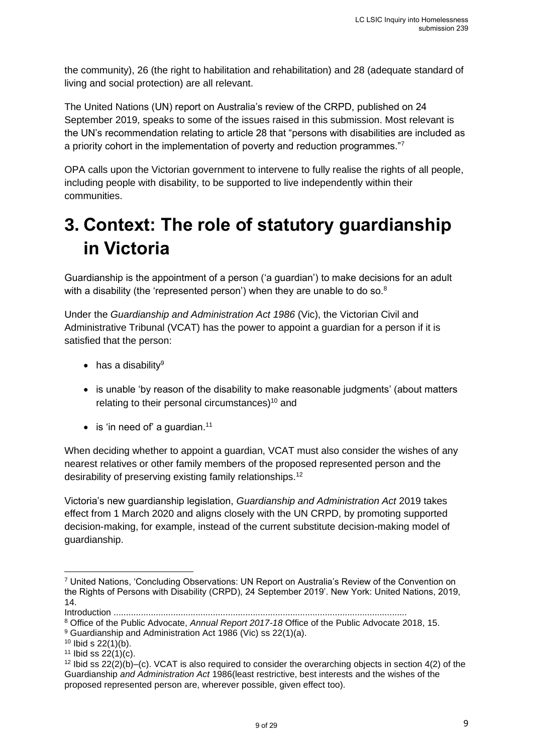the community), 26 (the right to habilitation and rehabilitation) and 28 (adequate standard of living and social protection) are all relevant.

The United Nations (UN) report on Australia's review of the CRPD, published on 24 September 2019, speaks to some of the issues raised in this submission. Most relevant is the UN's recommendation relating to article 28 that "persons with disabilities are included as a priority cohort in the implementation of poverty and reduction programmes."[7]

OPA calls upon the Victorian government to intervene to fully realise the rights of all people, including people with disability, to be supported to live independently within their communities.

# 3. Context: The role of statutory guardianship in Victoria

Guardianship is the appointment of a person ('a guardian') to make decisions for an adult with a disability (the 'represented person') when they are unable to do so.[8]

Under the *Guardianship and Administration Act 1986* (Vic), the Victorian Civil and Administrative Tribunal (VCAT) has the power to appoint a guardian for a person if it is satisfied that the person:

- has a disability[9]
- is unable 'by reason of the disability to make reasonable judgments' (about matters relating to their personal circumstances)[10] and
- is 'in need of' a guardian.[11]

When deciding whether to appoint a guardian, VCAT must also consider the wishes of any nearest relatives or other family members of the proposed represented person and the desirability of preserving existing family relationships.[12]

Victoria's new guardianship legislation, *Guardianship and Administration Act* 2019 takes effect from 1 March 2020 and aligns closely with the UN CRPD, by promoting supported decision-making, for example, instead of the current substitute decision-making model of guardianship.

---

[7] United Nations, 'Concluding Observations: UN Report on Australia's Review of the Convention on the Rights of Persons with Disability (CRPD), 24 September 2019'. New York: United Nations, 2019, 14.

Introduction ....................................................................................................................

[8] Office of the Public Advocate, *Annual Report 2017-18* Office of the Public Advocate 2018, 15.

[9] Guardianship and Administration Act 1986 (Vic) ss 22(1)(a).

[10] Ibid s 22(1)(b).

[11] Ibid ss 22(1)(c).

[12] Ibid ss 22(2)(b)–(c). VCAT is also required to consider the overarching objects in section 4(2) of the Guardianship *and Administration Act* 1986(least restrictive, best interests and the wishes of the proposed represented person are, wherever possible, given effect too).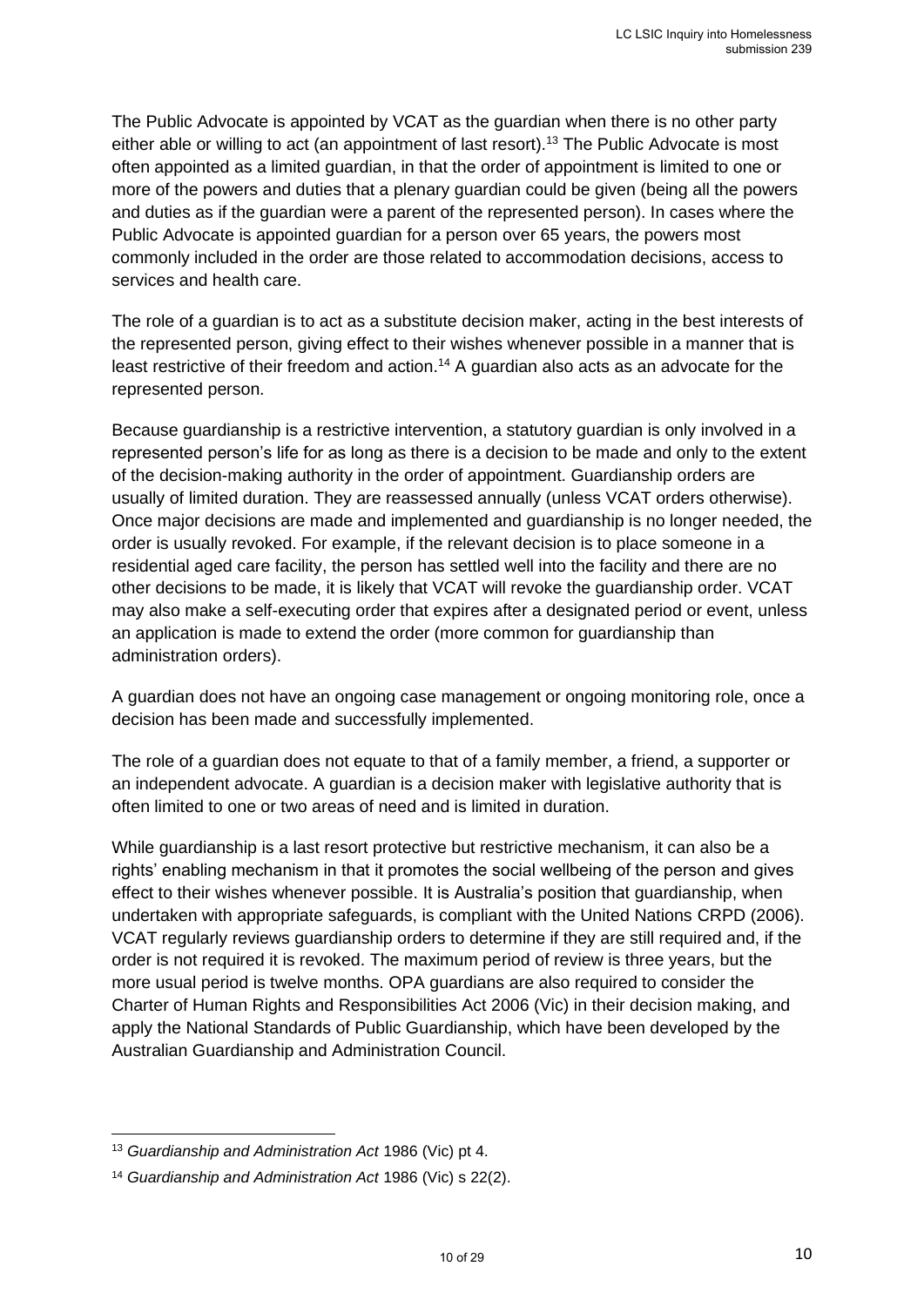The Public Advocate is appointed by VCAT as the guardian when there is no other party either able or willing to act (an appointment of last resort).[13] The Public Advocate is most often appointed as a limited guardian, in that the order of appointment is limited to one or more of the powers and duties that a plenary guardian could be given (being all the powers and duties as if the guardian were a parent of the represented person). In cases where the Public Advocate is appointed guardian for a person over 65 years, the powers most commonly included in the order are those related to accommodation decisions, access to services and health care.

The role of a guardian is to act as a substitute decision maker, acting in the best interests of the represented person, giving effect to their wishes whenever possible in a manner that is least restrictive of their freedom and action.[14] A guardian also acts as an advocate for the represented person.

Because guardianship is a restrictive intervention, a statutory guardian is only involved in a represented person's life for as long as there is a decision to be made and only to the extent of the decision-making authority in the order of appointment. Guardianship orders are usually of limited duration. They are reassessed annually (unless VCAT orders otherwise). Once major decisions are made and implemented and guardianship is no longer needed, the order is usually revoked. For example, if the relevant decision is to place someone in a residential aged care facility, the person has settled well into the facility and there are no other decisions to be made, it is likely that VCAT will revoke the guardianship order. VCAT may also make a self-executing order that expires after a designated period or event, unless an application is made to extend the order (more common for guardianship than administration orders).

A guardian does not have an ongoing case management or ongoing monitoring role, once a decision has been made and successfully implemented.

The role of a guardian does not equate to that of a family member, a friend, a supporter or an independent advocate. A guardian is a decision maker with legislative authority that is often limited to one or two areas of need and is limited in duration.

While guardianship is a last resort protective but restrictive mechanism, it can also be a rights' enabling mechanism in that it promotes the social wellbeing of the person and gives effect to their wishes whenever possible. It is Australia's position that guardianship, when undertaken with appropriate safeguards, is compliant with the United Nations CRPD (2006). VCAT regularly reviews guardianship orders to determine if they are still required and, if the order is not required it is revoked. The maximum period of review is three years, but the more usual period is twelve months. OPA guardians are also required to consider the Charter of Human Rights and Responsibilities Act 2006 (Vic) in their decision making, and apply the National Standards of Public Guardianship, which have been developed by the Australian Guardianship and Administration Council.

---

[13] *Guardianship and Administration Act* 1986 (Vic) pt 4.

[14] *Guardianship and Administration Act* 1986 (Vic) s 22(2).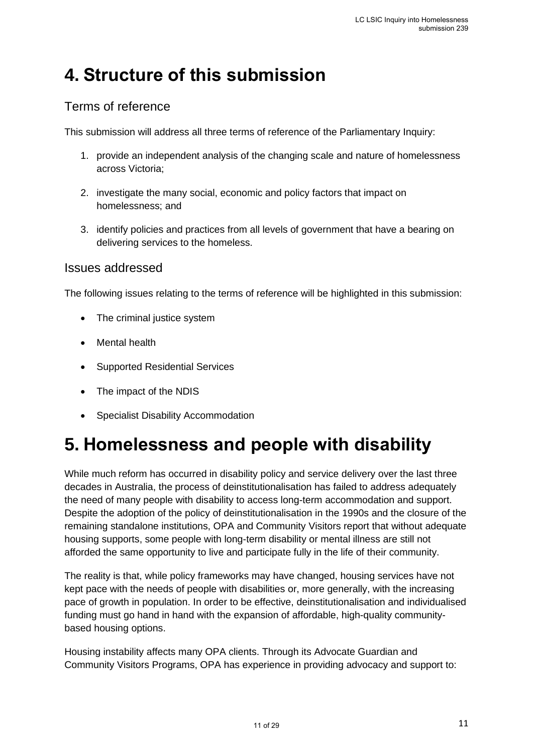# 4. Structure of this submission

## Terms of reference

This submission will address all three terms of reference of the Parliamentary Inquiry:

1. provide an independent analysis of the changing scale and nature of homelessness across Victoria;
2. investigate the many social, economic and policy factors that impact on homelessness; and
3. identify policies and practices from all levels of government that have a bearing on delivering services to the homeless.

## Issues addressed

The following issues relating to the terms of reference will be highlighted in this submission:

- The criminal justice system
- Mental health
- Supported Residential Services
- The impact of the NDIS
- Specialist Disability Accommodation

# 5. Homelessness and people with disability

While much reform has occurred in disability policy and service delivery over the last three decades in Australia, the process of deinstitutionalisation has failed to address adequately the need of many people with disability to access long-term accommodation and support. Despite the adoption of the policy of deinstitutionalisation in the 1990s and the closure of the remaining standalone institutions, OPA and Community Visitors report that without adequate housing supports, some people with long-term disability or mental illness are still not afforded the same opportunity to live and participate fully in the life of their community.

The reality is that, while policy frameworks may have changed, housing services have not kept pace with the needs of people with disabilities or, more generally, with the increasing pace of growth in population. In order to be effective, deinstitutionalisation and individualised funding must go hand in hand with the expansion of affordable, high-quality community-based housing options.

Housing instability affects many OPA clients. Through its Advocate Guardian and Community Visitors Programs, OPA has experience in providing advocacy and support to: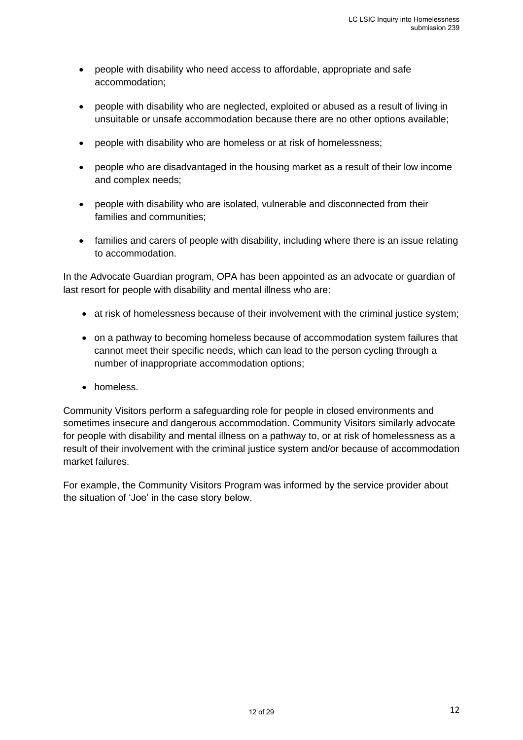- people with disability who need access to affordable, appropriate and safe accommodation;
- people with disability who are neglected, exploited or abused as a result of living in unsuitable or unsafe accommodation because there are no other options available;
- people with disability who are homeless or at risk of homelessness;
- people who are disadvantaged in the housing market as a result of their low income and complex needs;
- people with disability who are isolated, vulnerable and disconnected from their families and communities;
- families and carers of people with disability, including where there is an issue relating to accommodation.

In the Advocate Guardian program, OPA has been appointed as an advocate or guardian of last resort for people with disability and mental illness who are:

- at risk of homelessness because of their involvement with the criminal justice system;
- on a pathway to becoming homeless because of accommodation system failures that cannot meet their specific needs, which can lead to the person cycling through a number of inappropriate accommodation options;
- homeless.

Community Visitors perform a safeguarding role for people in closed environments and sometimes insecure and dangerous accommodation. Community Visitors similarly advocate for people with disability and mental illness on a pathway to, or at risk of homelessness as a result of their involvement with the criminal justice system and/or because of accommodation market failures.

For example, the Community Visitors Program was informed by the service provider about the situation of 'Joe' in the case story below.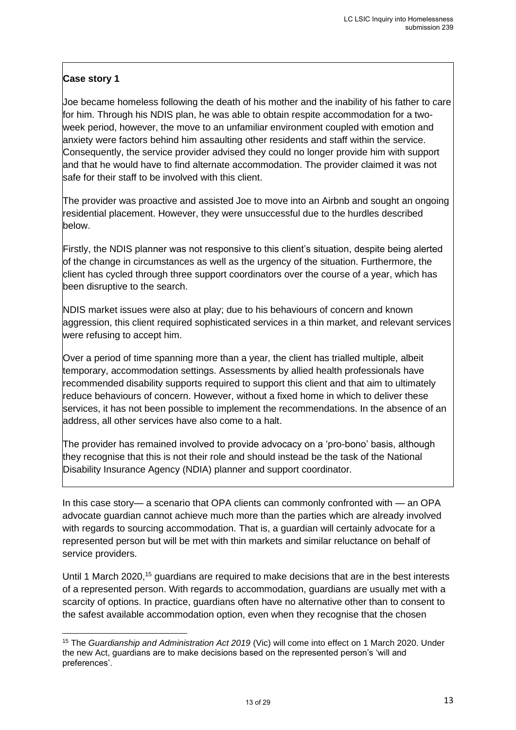**Case story 1**

Joe became homeless following the death of his mother and the inability of his father to care for him. Through his NDIS plan, he was able to obtain respite accommodation for a two-week period, however, the move to an unfamiliar environment coupled with emotion and anxiety were factors behind him assaulting other residents and staff within the service. Consequently, the service provider advised they could no longer provide him with support and that he would have to find alternate accommodation. The provider claimed it was not safe for their staff to be involved with this client.

The provider was proactive and assisted Joe to move into an Airbnb and sought an ongoing residential placement. However, they were unsuccessful due to the hurdles described below.

Firstly, the NDIS planner was not responsive to this client's situation, despite being alerted of the change in circumstances as well as the urgency of the situation. Furthermore, the client has cycled through three support coordinators over the course of a year, which has been disruptive to the search.

NDIS market issues were also at play; due to his behaviours of concern and known aggression, this client required sophisticated services in a thin market, and relevant services were refusing to accept him.

Over a period of time spanning more than a year, the client has trialled multiple, albeit temporary, accommodation settings. Assessments by allied health professionals have recommended disability supports required to support this client and that aim to ultimately reduce behaviours of concern. However, without a fixed home in which to deliver these services, it has not been possible to implement the recommendations. In the absence of an address, all other services have also come to a halt.

The provider has remained involved to provide advocacy on a 'pro-bono' basis, although they recognise that this is not their role and should instead be the task of the National Disability Insurance Agency (NDIA) planner and support coordinator.

In this case story— a scenario that OPA clients can commonly confronted with — an OPA advocate guardian cannot achieve much more than the parties which are already involved with regards to sourcing accommodation. That is, a guardian will certainly advocate for a represented person but will be met with thin markets and similar reluctance on behalf of service providers.

Until 1 March 2020,[15] guardians are required to make decisions that are in the best interests of a represented person. With regards to accommodation, guardians are usually met with a scarcity of options. In practice, guardians often have no alternative other than to consent to the safest available accommodation option, even when they recognise that the chosen

[15] The *Guardianship and Administration Act 2019* (Vic) will come into effect on 1 March 2020. Under the new Act, guardians are to make decisions based on the represented person's 'will and preferences'.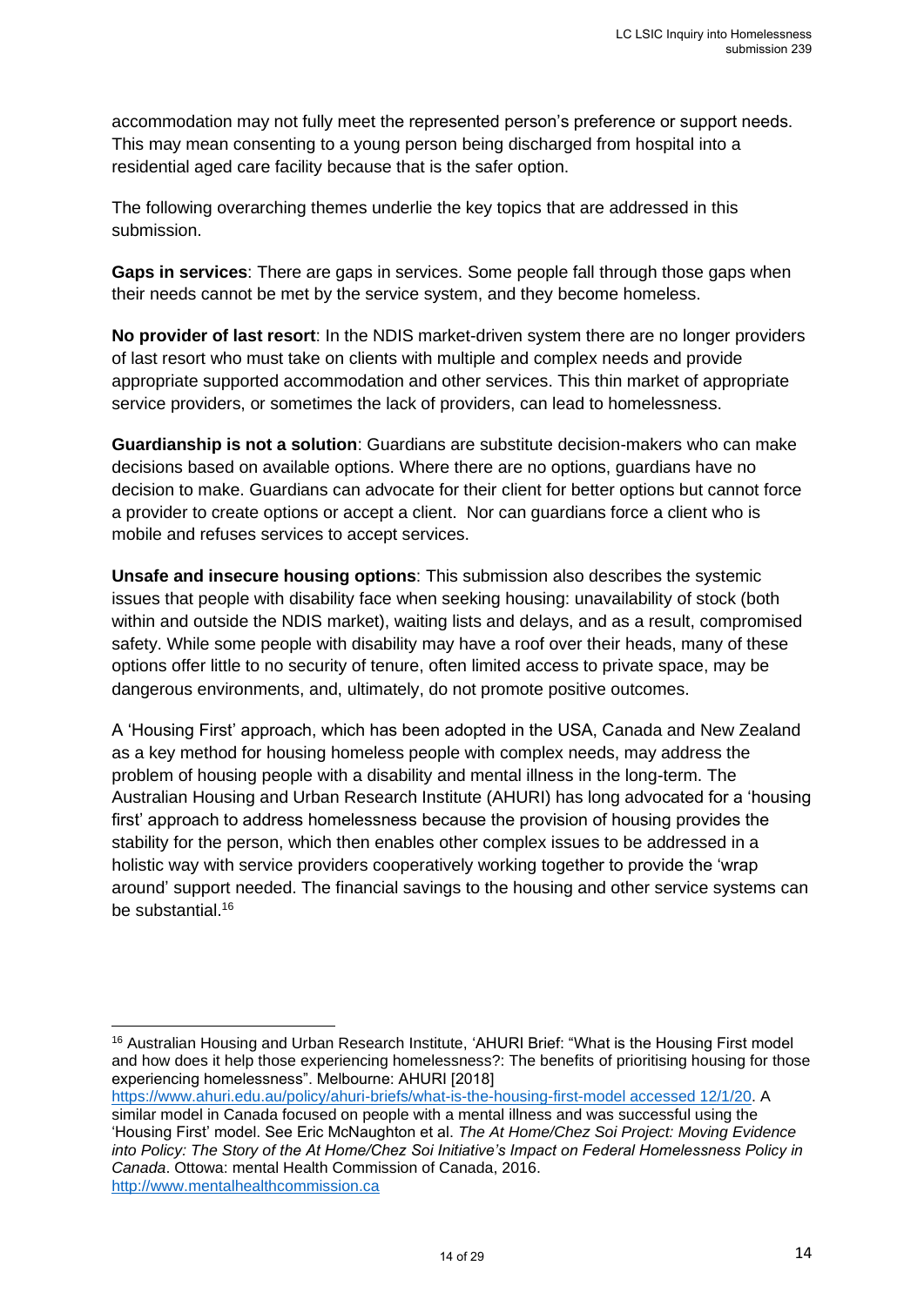accommodation may not fully meet the represented person's preference or support needs. This may mean consenting to a young person being discharged from hospital into a residential aged care facility because that is the safer option.

The following overarching themes underlie the key topics that are addressed in this submission.

**Gaps in services**: There are gaps in services. Some people fall through those gaps when their needs cannot be met by the service system, and they become homeless.

**No provider of last resort**: In the NDIS market-driven system there are no longer providers of last resort who must take on clients with multiple and complex needs and provide appropriate supported accommodation and other services. This thin market of appropriate service providers, or sometimes the lack of providers, can lead to homelessness.

**Guardianship is not a solution**: Guardians are substitute decision-makers who can make decisions based on available options. Where there are no options, guardians have no decision to make. Guardians can advocate for their client for better options but cannot force a provider to create options or accept a client. Nor can guardians force a client who is mobile and refuses services to accept services.

**Unsafe and insecure housing options**: This submission also describes the systemic issues that people with disability face when seeking housing: unavailability of stock (both within and outside the NDIS market), waiting lists and delays, and as a result, compromised safety. While some people with disability may have a roof over their heads, many of these options offer little to no security of tenure, often limited access to private space, may be dangerous environments, and, ultimately, do not promote positive outcomes.

A 'Housing First' approach, which has been adopted in the USA, Canada and New Zealand as a key method for housing homeless people with complex needs, may address the problem of housing people with a disability and mental illness in the long-term. The Australian Housing and Urban Research Institute (AHURI) has long advocated for a 'housing first' approach to address homelessness because the provision of housing provides the stability for the person, which then enables other complex issues to be addressed in a holistic way with service providers cooperatively working together to provide the 'wrap around' support needed. The financial savings to the housing and other service systems can be substantial.[16]

---

[16] Australian Housing and Urban Research Institute, 'AHURI Brief: "What is the Housing First model and how does it help those experiencing homelessness?: The benefits of prioritising housing for those experiencing homelessness". Melbourne: AHURI [2018] https://www.ahuri.edu.au/policy/ahuri-briefs/what-is-the-housing-first-model accessed 12/1/20. A similar model in Canada focused on people with a mental illness and was successful using the 'Housing First' model. See Eric McNaughton et al. *The At Home/Chez Soi Project: Moving Evidence into Policy: The Story of the At Home/Chez Soi Initiative's Impact on Federal Homelessness Policy in Canada*. Ottowa: mental Health Commission of Canada, 2016. http://www.mentalhealthcommission.ca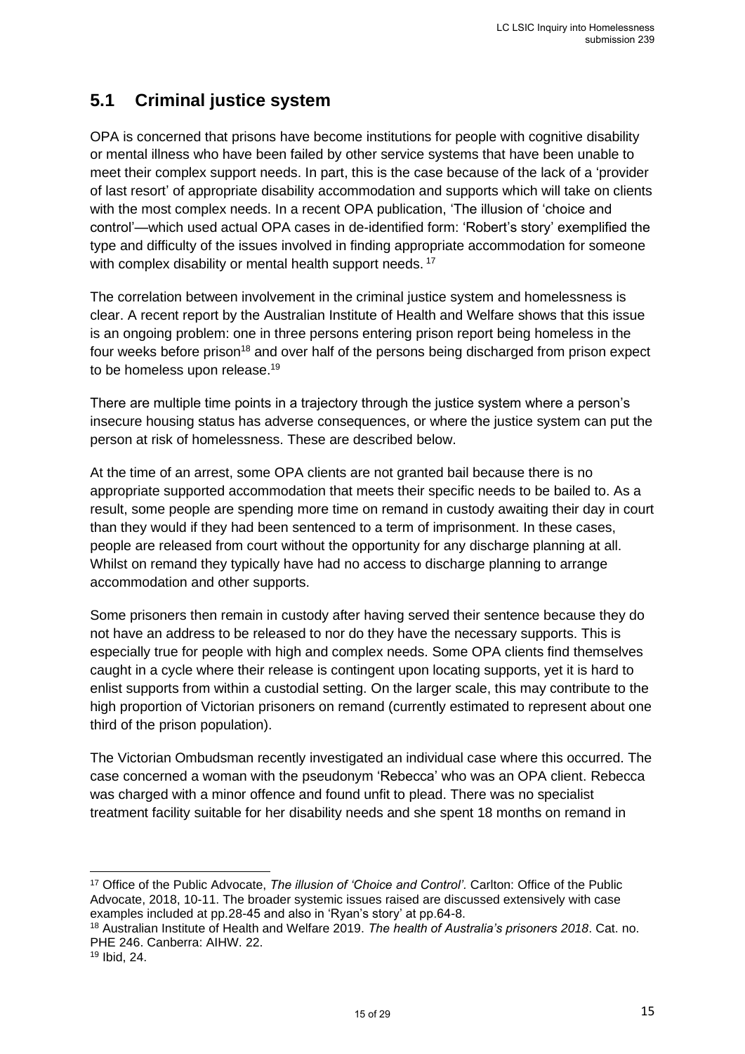## 5.1 Criminal justice system

OPA is concerned that prisons have become institutions for people with cognitive disability or mental illness who have been failed by other service systems that have been unable to meet their complex support needs. In part, this is the case because of the lack of a 'provider of last resort' of appropriate disability accommodation and supports which will take on clients with the most complex needs. In a recent OPA publication, 'The illusion of 'choice and control'—which used actual OPA cases in de-identified form: 'Robert's story' exemplified the type and difficulty of the issues involved in finding appropriate accommodation for someone with complex disability or mental health support needs. [17]

The correlation between involvement in the criminal justice system and homelessness is clear. A recent report by the Australian Institute of Health and Welfare shows that this issue is an ongoing problem: one in three persons entering prison report being homeless in the four weeks before prison[18] and over half of the persons being discharged from prison expect to be homeless upon release.[19]

There are multiple time points in a trajectory through the justice system where a person's insecure housing status has adverse consequences, or where the justice system can put the person at risk of homelessness. These are described below.

At the time of an arrest, some OPA clients are not granted bail because there is no appropriate supported accommodation that meets their specific needs to be bailed to. As a result, some people are spending more time on remand in custody awaiting their day in court than they would if they had been sentenced to a term of imprisonment. In these cases, people are released from court without the opportunity for any discharge planning at all. Whilst on remand they typically have had no access to discharge planning to arrange accommodation and other supports.

Some prisoners then remain in custody after having served their sentence because they do not have an address to be released to nor do they have the necessary supports. This is especially true for people with high and complex needs. Some OPA clients find themselves caught in a cycle where their release is contingent upon locating supports, yet it is hard to enlist supports from within a custodial setting. On the larger scale, this may contribute to the high proportion of Victorian prisoners on remand (currently estimated to represent about one third of the prison population).

The Victorian Ombudsman recently investigated an individual case where this occurred. The case concerned a woman with the pseudonym 'Rebecca' who was an OPA client. Rebecca was charged with a minor offence and found unfit to plead. There was no specialist treatment facility suitable for her disability needs and she spent 18 months on remand in

---

[17] Office of the Public Advocate, *The illusion of 'Choice and Control'*. Carlton: Office of the Public Advocate, 2018, 10-11. The broader systemic issues raised are discussed extensively with case examples included at pp.28-45 and also in 'Ryan's story' at pp.64-8.

[18] Australian Institute of Health and Welfare 2019. *The health of Australia's prisoners 2018*. Cat. no. PHE 246. Canberra: AIHW. 22.

[19] Ibid, 24.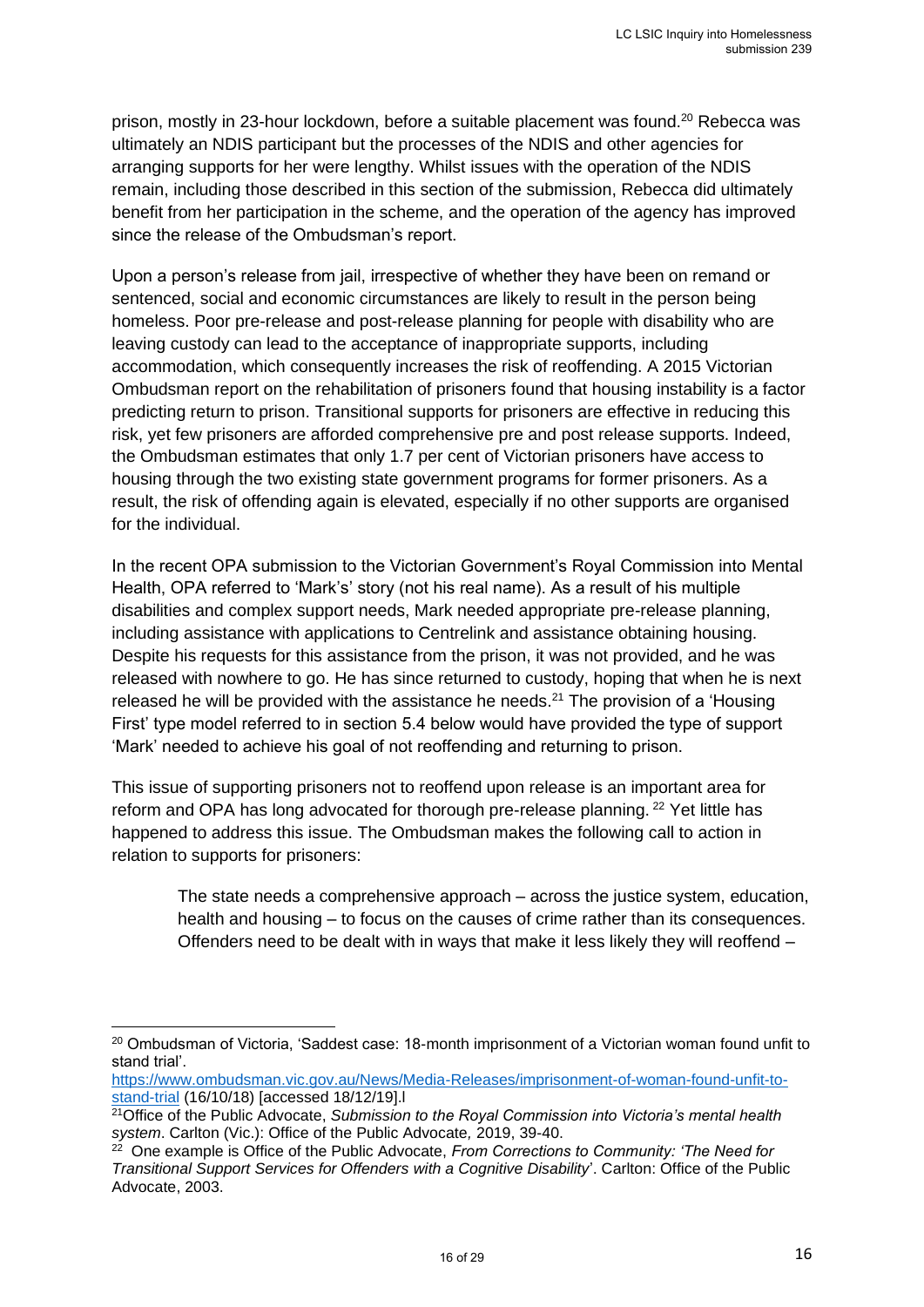prison, mostly in 23-hour lockdown, before a suitable placement was found.[20] Rebecca was ultimately an NDIS participant but the processes of the NDIS and other agencies for arranging supports for her were lengthy. Whilst issues with the operation of the NDIS remain, including those described in this section of the submission, Rebecca did ultimately benefit from her participation in the scheme, and the operation of the agency has improved since the release of the Ombudsman's report.

Upon a person's release from jail, irrespective of whether they have been on remand or sentenced, social and economic circumstances are likely to result in the person being homeless. Poor pre-release and post-release planning for people with disability who are leaving custody can lead to the acceptance of inappropriate supports, including accommodation, which consequently increases the risk of reoffending. A 2015 Victorian Ombudsman report on the rehabilitation of prisoners found that housing instability is a factor predicting return to prison. Transitional supports for prisoners are effective in reducing this risk, yet few prisoners are afforded comprehensive pre and post release supports. Indeed, the Ombudsman estimates that only 1.7 per cent of Victorian prisoners have access to housing through the two existing state government programs for former prisoners. As a result, the risk of offending again is elevated, especially if no other supports are organised for the individual.

In the recent OPA submission to the Victorian Government's Royal Commission into Mental Health, OPA referred to 'Mark's' story (not his real name). As a result of his multiple disabilities and complex support needs, Mark needed appropriate pre-release planning, including assistance with applications to Centrelink and assistance obtaining housing. Despite his requests for this assistance from the prison, it was not provided, and he was released with nowhere to go. He has since returned to custody, hoping that when he is next released he will be provided with the assistance he needs.[21] The provision of a 'Housing First' type model referred to in section 5.4 below would have provided the type of support 'Mark' needed to achieve his goal of not reoffending and returning to prison.

This issue of supporting prisoners not to reoffend upon release is an important area for reform and OPA has long advocated for thorough pre-release planning. [22] Yet little has happened to address this issue. The Ombudsman makes the following call to action in relation to supports for prisoners:

> The state needs a comprehensive approach – across the justice system, education, health and housing – to focus on the causes of crime rather than its consequences. Offenders need to be dealt with in ways that make it less likely they will reoffend –

---

[20] Ombudsman of Victoria, 'Saddest case: 18-month imprisonment of a Victorian woman found unfit to stand trial'. https://www.ombudsman.vic.gov.au/News/Media-Releases/imprisonment-of-woman-found-unfit-to-stand-trial (16/10/18) [accessed 18/12/19].l

[21] Office of the Public Advocate, *Submission to the Royal Commission into Victoria's mental health system*. Carlton (Vic.): Office of the Public Advocate*,* 2019, 39-40.

[22] One example is Office of the Public Advocate, *From Corrections to Community: 'The Need for Transitional Support Services for Offenders with a Cognitive Disability*'. Carlton: Office of the Public Advocate, 2003.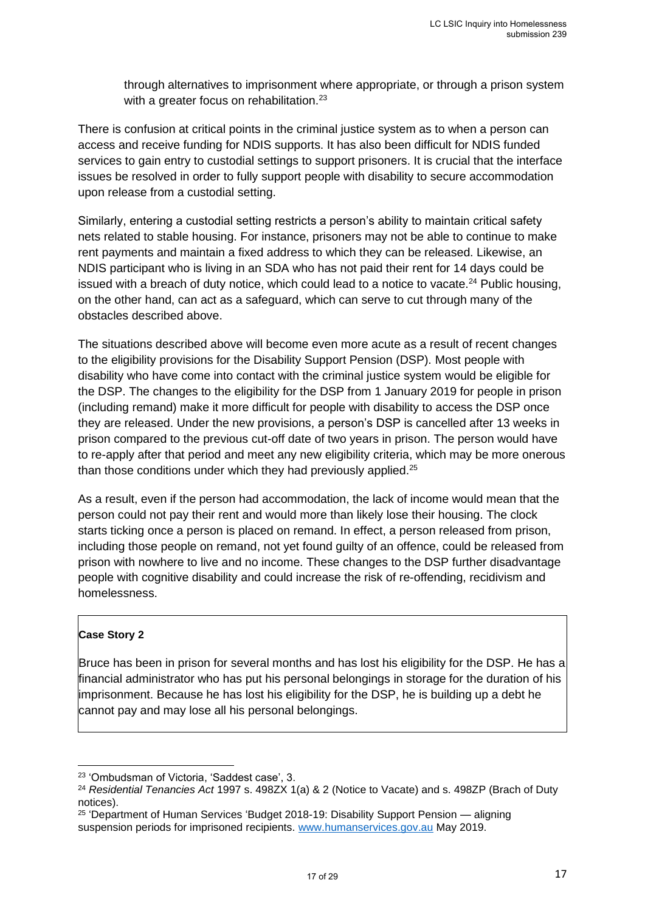through alternatives to imprisonment where appropriate, or through a prison system with a greater focus on rehabilitation.[23]

There is confusion at critical points in the criminal justice system as to when a person can access and receive funding for NDIS supports. It has also been difficult for NDIS funded services to gain entry to custodial settings to support prisoners. It is crucial that the interface issues be resolved in order to fully support people with disability to secure accommodation upon release from a custodial setting.

Similarly, entering a custodial setting restricts a person's ability to maintain critical safety nets related to stable housing. For instance, prisoners may not be able to continue to make rent payments and maintain a fixed address to which they can be released. Likewise, an NDIS participant who is living in an SDA who has not paid their rent for 14 days could be issued with a breach of duty notice, which could lead to a notice to vacate.[24] Public housing, on the other hand, can act as a safeguard, which can serve to cut through many of the obstacles described above.

The situations described above will become even more acute as a result of recent changes to the eligibility provisions for the Disability Support Pension (DSP). Most people with disability who have come into contact with the criminal justice system would be eligible for the DSP. The changes to the eligibility for the DSP from 1 January 2019 for people in prison (including remand) make it more difficult for people with disability to access the DSP once they are released. Under the new provisions, a person's DSP is cancelled after 13 weeks in prison compared to the previous cut-off date of two years in prison. The person would have to re-apply after that period and meet any new eligibility criteria, which may be more onerous than those conditions under which they had previously applied.[25]

As a result, even if the person had accommodation, the lack of income would mean that the person could not pay their rent and would more than likely lose their housing. The clock starts ticking once a person is placed on remand. In effect, a person released from prison, including those people on remand, not yet found guilty of an offence, could be released from prison with nowhere to live and no income. These changes to the DSP further disadvantage people with cognitive disability and could increase the risk of re-offending, recidivism and homelessness.

> **Case Story 2**
>
> Bruce has been in prison for several months and has lost his eligibility for the DSP. He has a financial administrator who has put his personal belongings in storage for the duration of his imprisonment. Because he has lost his eligibility for the DSP, he is building up a debt he cannot pay and may lose all his personal belongings.

---

[23] 'Ombudsman of Victoria, 'Saddest case', 3.

[24] *Residential Tenancies Act* 1997 s. 498ZX 1(a) & 2 (Notice to Vacate) and s. 498ZP (Brach of Duty notices).

[25] 'Department of Human Services 'Budget 2018-19: Disability Support Pension — aligning suspension periods for imprisoned recipients. www.humanservices.gov.au May 2019.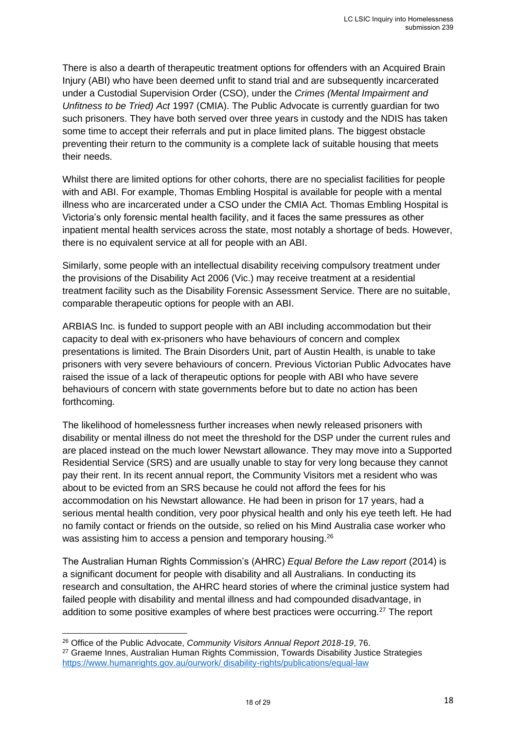There is also a dearth of therapeutic treatment options for offenders with an Acquired Brain Injury (ABI) who have been deemed unfit to stand trial and are subsequently incarcerated under a Custodial Supervision Order (CSO), under the *Crimes (Mental Impairment and Unfitness to be Tried) Act* 1997 (CMIA). The Public Advocate is currently guardian for two such prisoners. They have both served over three years in custody and the NDIS has taken some time to accept their referrals and put in place limited plans. The biggest obstacle preventing their return to the community is a complete lack of suitable housing that meets their needs.

Whilst there are limited options for other cohorts, there are no specialist facilities for people with and ABI. For example, Thomas Embling Hospital is available for people with a mental illness who are incarcerated under a CSO under the CMIA Act. Thomas Embling Hospital is Victoria's only forensic mental health facility, and it faces the same pressures as other inpatient mental health services across the state, most notably a shortage of beds. However, there is no equivalent service at all for people with an ABI.

Similarly, some people with an intellectual disability receiving compulsory treatment under the provisions of the Disability Act 2006 (Vic.) may receive treatment at a residential treatment facility such as the Disability Forensic Assessment Service. There are no suitable, comparable therapeutic options for people with an ABI.

ARBIAS Inc. is funded to support people with an ABI including accommodation but their capacity to deal with ex-prisoners who have behaviours of concern and complex presentations is limited. The Brain Disorders Unit, part of Austin Health, is unable to take prisoners with very severe behaviours of concern. Previous Victorian Public Advocates have raised the issue of a lack of therapeutic options for people with ABI who have severe behaviours of concern with state governments before but to date no action has been forthcoming.

The likelihood of homelessness further increases when newly released prisoners with disability or mental illness do not meet the threshold for the DSP under the current rules and are placed instead on the much lower Newstart allowance. They may move into a Supported Residential Service (SRS) and are usually unable to stay for very long because they cannot pay their rent. In its recent annual report, the Community Visitors met a resident who was about to be evicted from an SRS because he could not afford the fees for his accommodation on his Newstart allowance. He had been in prison for 17 years, had a serious mental health condition, very poor physical health and only his eye teeth left. He had no family contact or friends on the outside, so relied on his Mind Australia case worker who was assisting him to access a pension and temporary housing.[26]

The Australian Human Rights Commission's (AHRC) *Equal Before the Law report* (2014) is a significant document for people with disability and all Australians. In conducting its research and consultation, the AHRC heard stories of where the criminal justice system had failed people with disability and mental illness and had compounded disadvantage, in addition to some positive examples of where best practices were occurring.[27] The report

---

[26] Office of the Public Advocate, *Community Visitors Annual Report 2018-19*, 76.

[27] Graeme Innes, Australian Human Rights Commission, Towards Disability Justice Strategies https://www.humanrights.gov.au/ourwork/ disability-rights/publications/equal-law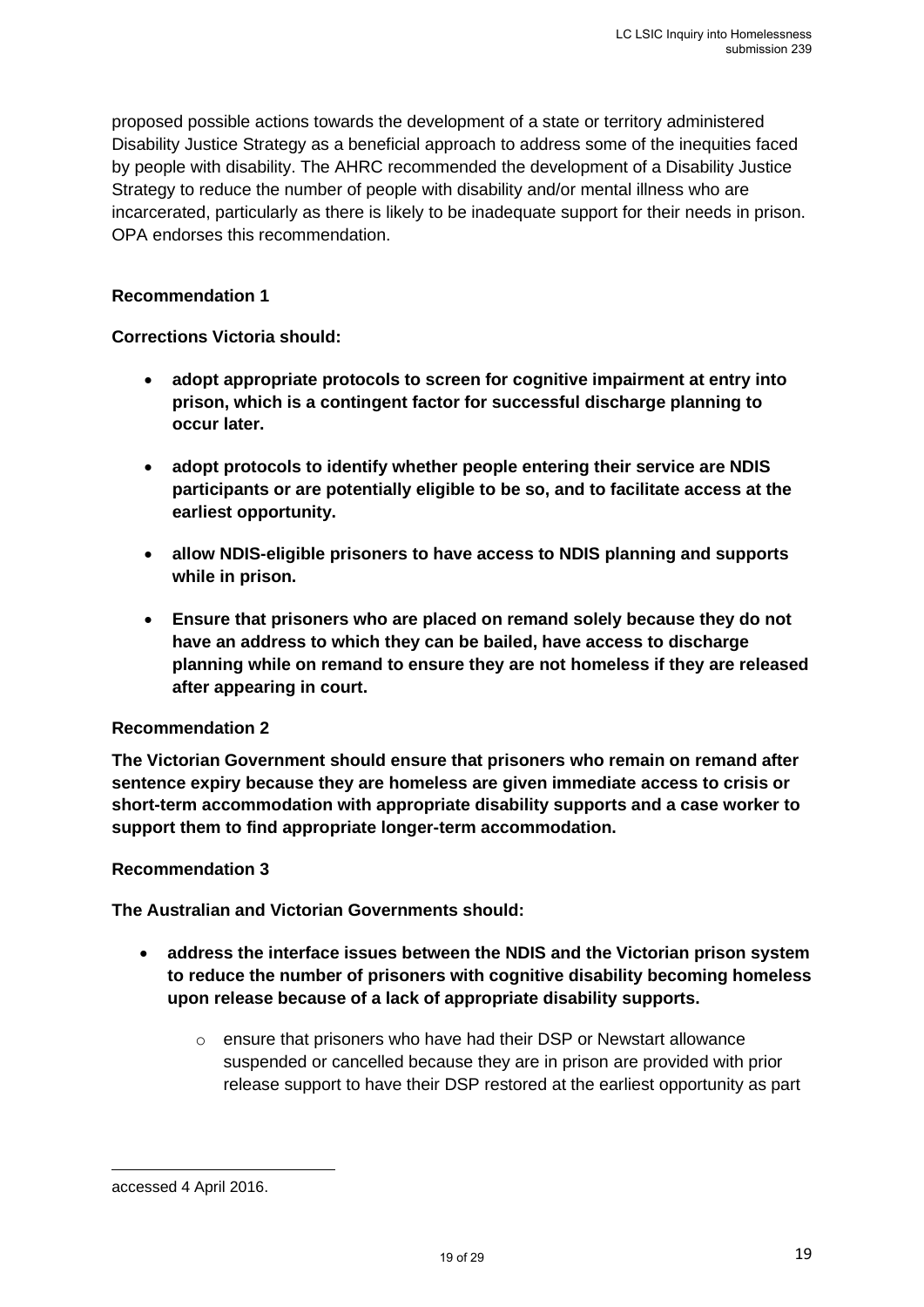proposed possible actions towards the development of a state or territory administered Disability Justice Strategy as a beneficial approach to address some of the inequities faced by people with disability. The AHRC recommended the development of a Disability Justice Strategy to reduce the number of people with disability and/or mental illness who are incarcerated, particularly as there is likely to be inadequate support for their needs in prison. OPA endorses this recommendation.

**Recommendation 1**

**Corrections Victoria should:**

- **adopt appropriate protocols to screen for cognitive impairment at entry into prison, which is a contingent factor for successful discharge planning to occur later.**
- **adopt protocols to identify whether people entering their service are NDIS participants or are potentially eligible to be so, and to facilitate access at the earliest opportunity.**
- **allow NDIS-eligible prisoners to have access to NDIS planning and supports while in prison.**
- **Ensure that prisoners who are placed on remand solely because they do not have an address to which they can be bailed, have access to discharge planning while on remand to ensure they are not homeless if they are released after appearing in court.**

**Recommendation 2**

**The Victorian Government should ensure that prisoners who remain on remand after sentence expiry because they are homeless are given immediate access to crisis or short-term accommodation with appropriate disability supports and a case worker to support them to find appropriate longer-term accommodation.**

**Recommendation 3**

**The Australian and Victorian Governments should:**

- **address the interface issues between the NDIS and the Victorian prison system to reduce the number of prisoners with cognitive disability becoming homeless upon release because of a lack of appropriate disability supports.**
    - ensure that prisoners who have had their DSP or Newstart allowance suspended or cancelled because they are in prison are provided with prior release support to have their DSP restored at the earliest opportunity as part

accessed 4 April 2016.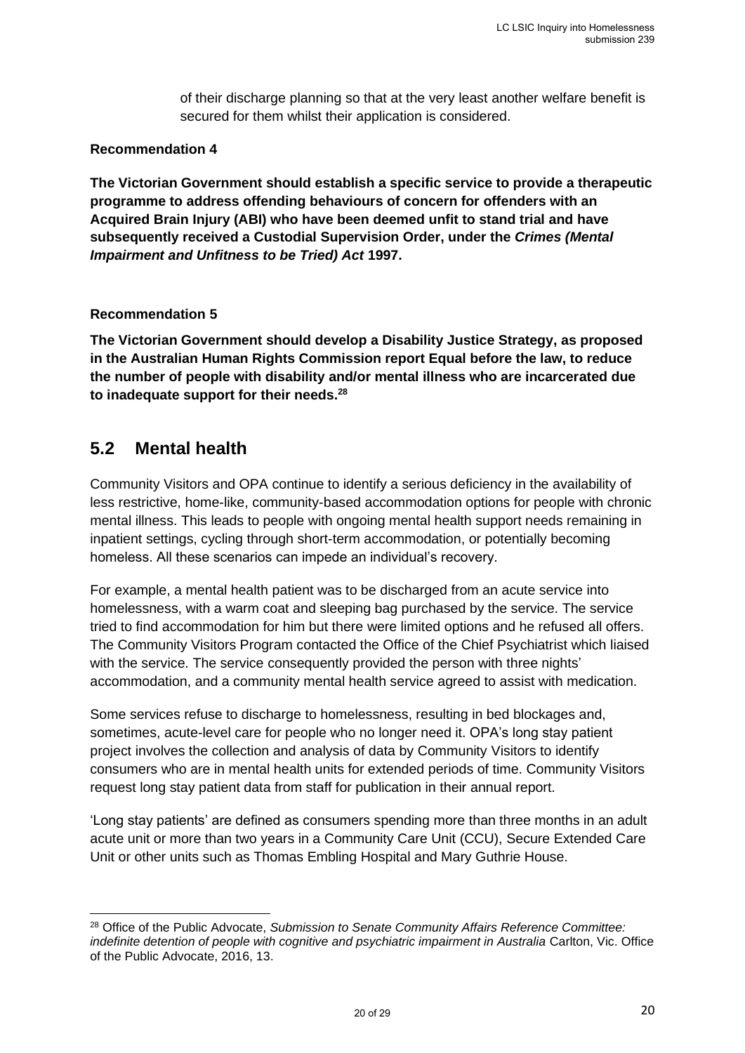of their discharge planning so that at the very least another welfare benefit is secured for them whilst their application is considered.

**Recommendation 4**

**The Victorian Government should establish a specific service to provide a therapeutic programme to address offending behaviours of concern for offenders with an Acquired Brain Injury (ABI) who have been deemed unfit to stand trial and have subsequently received a Custodial Supervision Order, under the *Crimes (Mental Impairment and Unfitness to be Tried) Act* 1997.**

**Recommendation 5**

**The Victorian Government should develop a Disability Justice Strategy, as proposed in the Australian Human Rights Commission report Equal before the law, to reduce the number of people with disability and/or mental illness who are incarcerated due to inadequate support for their needs.[28]**

## 5.2 Mental health

Community Visitors and OPA continue to identify a serious deficiency in the availability of less restrictive, home-like, community-based accommodation options for people with chronic mental illness. This leads to people with ongoing mental health support needs remaining in inpatient settings, cycling through short-term accommodation, or potentially becoming homeless. All these scenarios can impede an individual's recovery.

For example, a mental health patient was to be discharged from an acute service into homelessness, with a warm coat and sleeping bag purchased by the service. The service tried to find accommodation for him but there were limited options and he refused all offers. The Community Visitors Program contacted the Office of the Chief Psychiatrist which liaised with the service. The service consequently provided the person with three nights' accommodation, and a community mental health service agreed to assist with medication.

Some services refuse to discharge to homelessness, resulting in bed blockages and, sometimes, acute-level care for people who no longer need it. OPA's long stay patient project involves the collection and analysis of data by Community Visitors to identify consumers who are in mental health units for extended periods of time. Community Visitors request long stay patient data from staff for publication in their annual report.

'Long stay patients' are defined as consumers spending more than three months in an adult acute unit or more than two years in a Community Care Unit (CCU), Secure Extended Care Unit or other units such as Thomas Embling Hospital and Mary Guthrie House.

---

[28] Office of the Public Advocate, *Submission to Senate Community Affairs Reference Committee: indefinite detention of people with cognitive and psychiatric impairment in Australia* Carlton, Vic. Office of the Public Advocate, 2016, 13.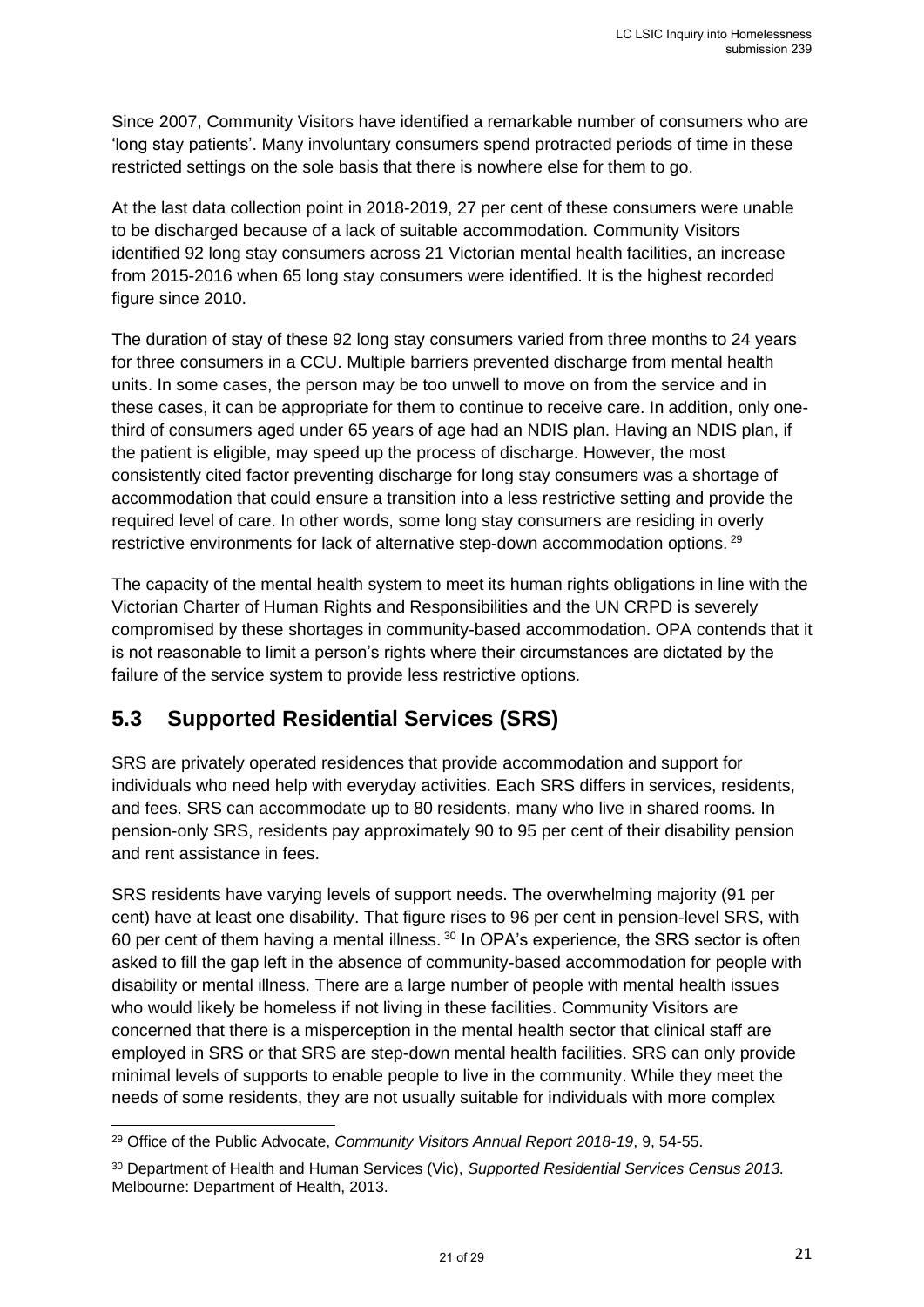Since 2007, Community Visitors have identified a remarkable number of consumers who are 'long stay patients'. Many involuntary consumers spend protracted periods of time in these restricted settings on the sole basis that there is nowhere else for them to go.

At the last data collection point in 2018-2019, 27 per cent of these consumers were unable to be discharged because of a lack of suitable accommodation. Community Visitors identified 92 long stay consumers across 21 Victorian mental health facilities, an increase from 2015-2016 when 65 long stay consumers were identified. It is the highest recorded figure since 2010.

The duration of stay of these 92 long stay consumers varied from three months to 24 years for three consumers in a CCU. Multiple barriers prevented discharge from mental health units. In some cases, the person may be too unwell to move on from the service and in these cases, it can be appropriate for them to continue to receive care. In addition, only one-third of consumers aged under 65 years of age had an NDIS plan. Having an NDIS plan, if the patient is eligible, may speed up the process of discharge. However, the most consistently cited factor preventing discharge for long stay consumers was a shortage of accommodation that could ensure a transition into a less restrictive setting and provide the required level of care. In other words, some long stay consumers are residing in overly restrictive environments for lack of alternative step-down accommodation options.[29]

The capacity of the mental health system to meet its human rights obligations in line with the Victorian Charter of Human Rights and Responsibilities and the UN CRPD is severely compromised by these shortages in community-based accommodation. OPA contends that it is not reasonable to limit a person's rights where their circumstances are dictated by the failure of the service system to provide less restrictive options.

## 5.3 Supported Residential Services (SRS)

SRS are privately operated residences that provide accommodation and support for individuals who need help with everyday activities. Each SRS differs in services, residents, and fees. SRS can accommodate up to 80 residents, many who live in shared rooms. In pension-only SRS, residents pay approximately 90 to 95 per cent of their disability pension and rent assistance in fees.

SRS residents have varying levels of support needs. The overwhelming majority (91 per cent) have at least one disability. That figure rises to 96 per cent in pension-level SRS, with 60 per cent of them having a mental illness.[30] In OPA's experience, the SRS sector is often asked to fill the gap left in the absence of community-based accommodation for people with disability or mental illness. There are a large number of people with mental health issues who would likely be homeless if not living in these facilities. Community Visitors are concerned that there is a misperception in the mental health sector that clinical staff are employed in SRS or that SRS are step-down mental health facilities. SRS can only provide minimal levels of supports to enable people to live in the community. While they meet the needs of some residents, they are not usually suitable for individuals with more complex

---

[29] Office of the Public Advocate, *Community Visitors Annual Report 2018-19*, 9, 54-55.

[30] Department of Health and Human Services (Vic), *Supported Residential Services Census 2013.* Melbourne: Department of Health, 2013.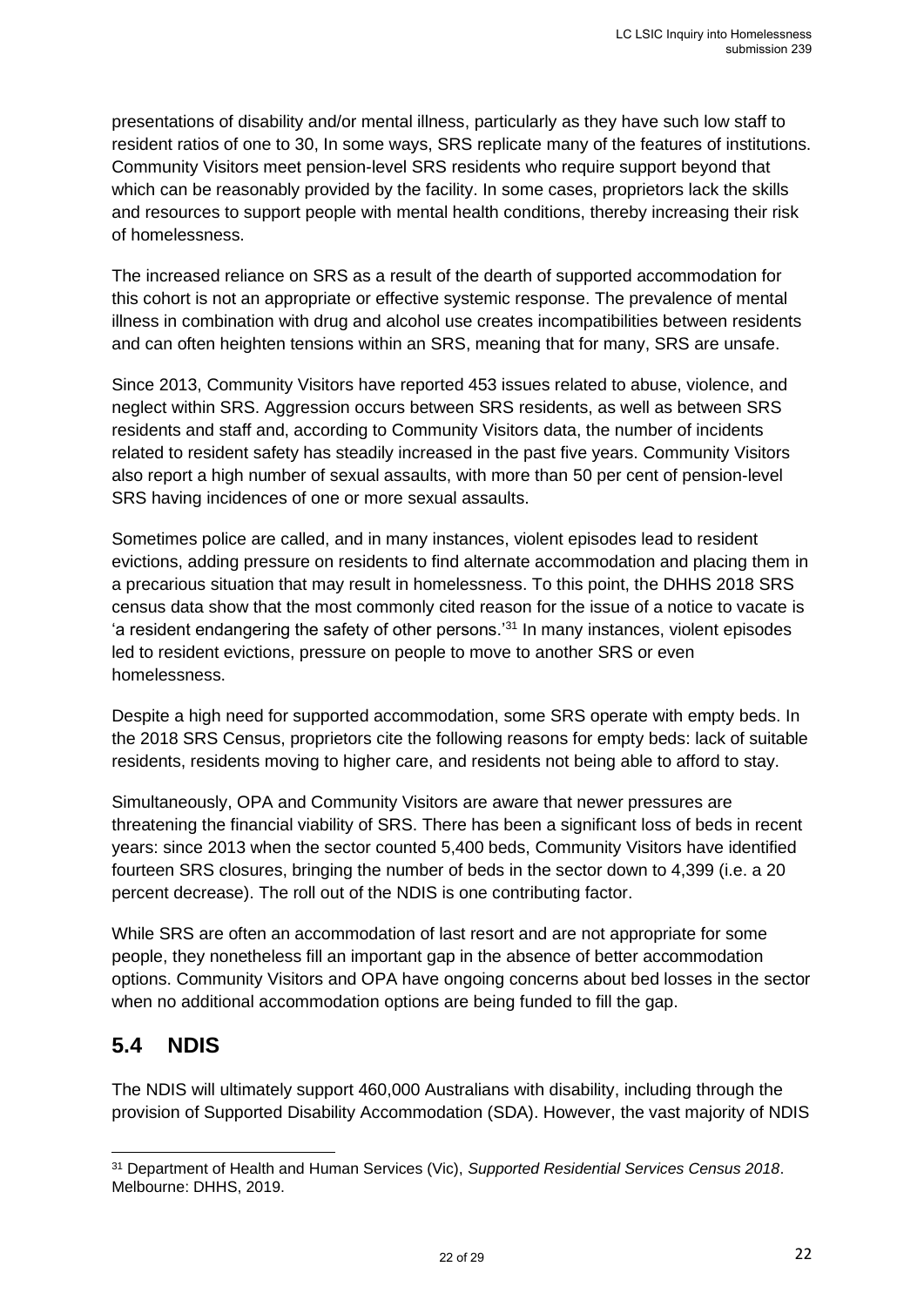presentations of disability and/or mental illness, particularly as they have such low staff to resident ratios of one to 30, In some ways, SRS replicate many of the features of institutions. Community Visitors meet pension-level SRS residents who require support beyond that which can be reasonably provided by the facility. In some cases, proprietors lack the skills and resources to support people with mental health conditions, thereby increasing their risk of homelessness.

The increased reliance on SRS as a result of the dearth of supported accommodation for this cohort is not an appropriate or effective systemic response. The prevalence of mental illness in combination with drug and alcohol use creates incompatibilities between residents and can often heighten tensions within an SRS, meaning that for many, SRS are unsafe.

Since 2013, Community Visitors have reported 453 issues related to abuse, violence, and neglect within SRS. Aggression occurs between SRS residents, as well as between SRS residents and staff and, according to Community Visitors data, the number of incidents related to resident safety has steadily increased in the past five years. Community Visitors also report a high number of sexual assaults, with more than 50 per cent of pension-level SRS having incidences of one or more sexual assaults.

Sometimes police are called, and in many instances, violent episodes lead to resident evictions, adding pressure on residents to find alternate accommodation and placing them in a precarious situation that may result in homelessness. To this point, the DHHS 2018 SRS census data show that the most commonly cited reason for the issue of a notice to vacate is 'a resident endangering the safety of other persons.'[31] In many instances, violent episodes led to resident evictions, pressure on people to move to another SRS or even homelessness.

Despite a high need for supported accommodation, some SRS operate with empty beds. In the 2018 SRS Census, proprietors cite the following reasons for empty beds: lack of suitable residents, residents moving to higher care, and residents not being able to afford to stay.

Simultaneously, OPA and Community Visitors are aware that newer pressures are threatening the financial viability of SRS. There has been a significant loss of beds in recent years: since 2013 when the sector counted 5,400 beds, Community Visitors have identified fourteen SRS closures, bringing the number of beds in the sector down to 4,399 (i.e. a 20 percent decrease). The roll out of the NDIS is one contributing factor.

While SRS are often an accommodation of last resort and are not appropriate for some people, they nonetheless fill an important gap in the absence of better accommodation options. Community Visitors and OPA have ongoing concerns about bed losses in the sector when no additional accommodation options are being funded to fill the gap.

## 5.4 NDIS

The NDIS will ultimately support 460,000 Australians with disability, including through the provision of Supported Disability Accommodation (SDA). However, the vast majority of NDIS

[31] Department of Health and Human Services (Vic), *Supported Residential Services Census 2018*. Melbourne: DHHS, 2019.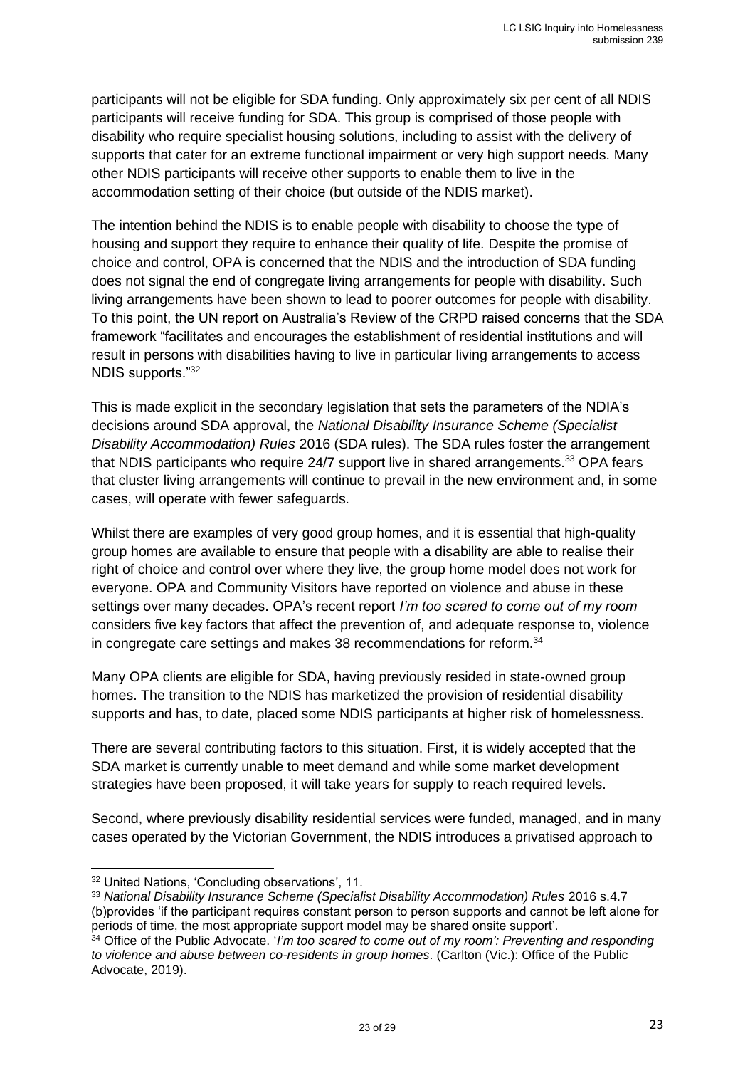participants will not be eligible for SDA funding. Only approximately six per cent of all NDIS participants will receive funding for SDA. This group is comprised of those people with disability who require specialist housing solutions, including to assist with the delivery of supports that cater for an extreme functional impairment or very high support needs. Many other NDIS participants will receive other supports to enable them to live in the accommodation setting of their choice (but outside of the NDIS market).

The intention behind the NDIS is to enable people with disability to choose the type of housing and support they require to enhance their quality of life. Despite the promise of choice and control, OPA is concerned that the NDIS and the introduction of SDA funding does not signal the end of congregate living arrangements for people with disability. Such living arrangements have been shown to lead to poorer outcomes for people with disability. To this point, the UN report on Australia's Review of the CRPD raised concerns that the SDA framework "facilitates and encourages the establishment of residential institutions and will result in persons with disabilities having to live in particular living arrangements to access NDIS supports."[32]

This is made explicit in the secondary legislation that sets the parameters of the NDIA's decisions around SDA approval, the *National Disability Insurance Scheme (Specialist Disability Accommodation) Rules* 2016 (SDA rules). The SDA rules foster the arrangement that NDIS participants who require 24/7 support live in shared arrangements.[33] OPA fears that cluster living arrangements will continue to prevail in the new environment and, in some cases, will operate with fewer safeguards.

Whilst there are examples of very good group homes, and it is essential that high-quality group homes are available to ensure that people with a disability are able to realise their right of choice and control over where they live, the group home model does not work for everyone. OPA and Community Visitors have reported on violence and abuse in these settings over many decades. OPA's recent report *I'm too scared to come out of my room* considers five key factors that affect the prevention of, and adequate response to, violence in congregate care settings and makes 38 recommendations for reform.[34]

Many OPA clients are eligible for SDA, having previously resided in state-owned group homes. The transition to the NDIS has marketized the provision of residential disability supports and has, to date, placed some NDIS participants at higher risk of homelessness.

There are several contributing factors to this situation. First, it is widely accepted that the SDA market is currently unable to meet demand and while some market development strategies have been proposed, it will take years for supply to reach required levels.

Second, where previously disability residential services were funded, managed, and in many cases operated by the Victorian Government, the NDIS introduces a privatised approach to

---

[32] United Nations, 'Concluding observations', 11.

[33] *National Disability Insurance Scheme (Specialist Disability Accommodation) Rules* 2016 s.4.7 (b)provides 'if the participant requires constant person to person supports and cannot be left alone for periods of time, the most appropriate support model may be shared onsite support'.

[34] Office of the Public Advocate. '*I'm too scared to come out of my room': Preventing and responding to violence and abuse between co-residents in group homes*. (Carlton (Vic.): Office of the Public Advocate, 2019).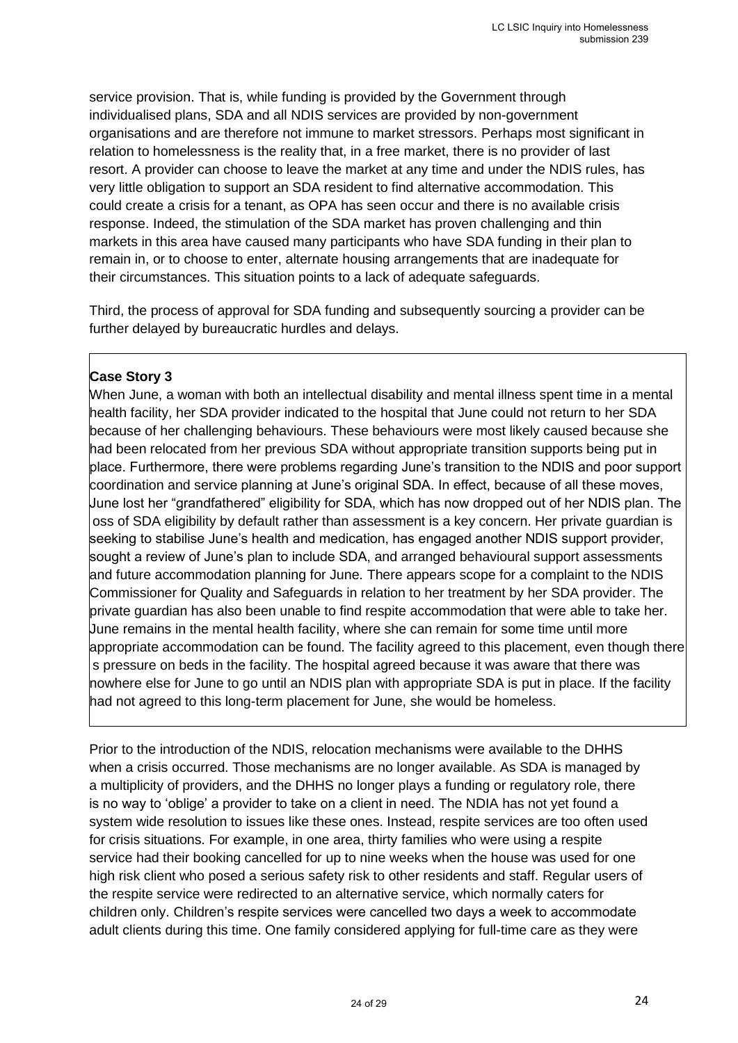service provision. That is, while funding is provided by the Government through individualised plans, SDA and all NDIS services are provided by non-government organisations and are therefore not immune to market stressors. Perhaps most significant in relation to homelessness is the reality that, in a free market, there is no provider of last resort. A provider can choose to leave the market at any time and under the NDIS rules, has very little obligation to support an SDA resident to find alternative accommodation. This could create a crisis for a tenant, as OPA has seen occur and there is no available crisis response. Indeed, the stimulation of the SDA market has proven challenging and thin markets in this area have caused many participants who have SDA funding in their plan to remain in, or to choose to enter, alternate housing arrangements that are inadequate for their circumstances. This situation points to a lack of adequate safeguards.

Third, the process of approval for SDA funding and subsequently sourcing a provider can be further delayed by bureaucratic hurdles and delays.

> **Case Story 3**
>
> When June, a woman with both an intellectual disability and mental illness spent time in a mental health facility, her SDA provider indicated to the hospital that June could not return to her SDA because of her challenging behaviours. These behaviours were most likely caused because she had been relocated from her previous SDA without appropriate transition supports being put in place. Furthermore, there were problems regarding June's transition to the NDIS and poor support coordination and service planning at June's original SDA. In effect, because of all these moves, June lost her "grandfathered" eligibility for SDA, which has now dropped out of her NDIS plan. The oss of SDA eligibility by default rather than assessment is a key concern. Her private guardian is seeking to stabilise June's health and medication, has engaged another NDIS support provider, sought a review of June's plan to include SDA, and arranged behavioural support assessments and future accommodation planning for June. There appears scope for a complaint to the NDIS Commissioner for Quality and Safeguards in relation to her treatment by her SDA provider. The private guardian has also been unable to find respite accommodation that were able to take her. June remains in the mental health facility, where she can remain for some time until more appropriate accommodation can be found. The facility agreed to this placement, even though there s pressure on beds in the facility. The hospital agreed because it was aware that there was nowhere else for June to go until an NDIS plan with appropriate SDA is put in place. If the facility had not agreed to this long-term placement for June, she would be homeless.

Prior to the introduction of the NDIS, relocation mechanisms were available to the DHHS when a crisis occurred. Those mechanisms are no longer available. As SDA is managed by a multiplicity of providers, and the DHHS no longer plays a funding or regulatory role, there is no way to 'oblige' a provider to take on a client in need. The NDIA has not yet found a system wide resolution to issues like these ones. Instead, respite services are too often used for crisis situations. For example, in one area, thirty families who were using a respite service had their booking cancelled for up to nine weeks when the house was used for one high risk client who posed a serious safety risk to other residents and staff. Regular users of the respite service were redirected to an alternative service, which normally caters for children only. Children's respite services were cancelled two days a week to accommodate adult clients during this time. One family considered applying for full-time care as they were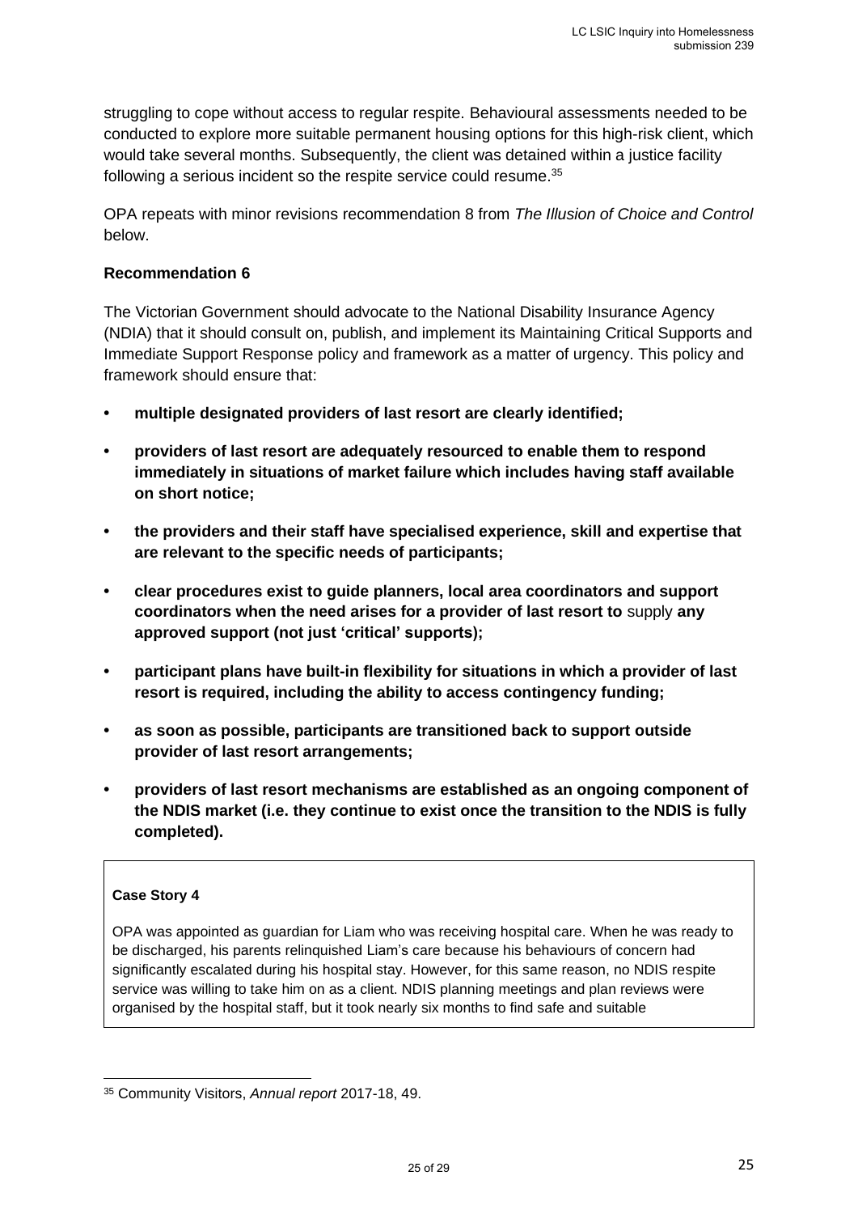struggling to cope without access to regular respite. Behavioural assessments needed to be conducted to explore more suitable permanent housing options for this high-risk client, which would take several months. Subsequently, the client was detained within a justice facility following a serious incident so the respite service could resume.[35]

OPA repeats with minor revisions recommendation 8 from *The Illusion of Choice and Control* below.

**Recommendation 6**

The Victorian Government should advocate to the National Disability Insurance Agency (NDIA) that it should consult on, publish, and implement its Maintaining Critical Supports and Immediate Support Response policy and framework as a matter of urgency. This policy and framework should ensure that:

- **multiple designated providers of last resort are clearly identified;**
- **providers of last resort are adequately resourced to enable them to respond immediately in situations of market failure which includes having staff available on short notice;**
- **the providers and their staff have specialised experience, skill and expertise that are relevant to the specific needs of participants;**
- **clear procedures exist to guide planners, local area coordinators and support coordinators when the need arises for a provider of last resort to** supply **any approved support (not just 'critical' supports);**
- **participant plans have built-in flexibility for situations in which a provider of last resort is required, including the ability to access contingency funding;**
- **as soon as possible, participants are transitioned back to support outside provider of last resort arrangements;**
- **providers of last resort mechanisms are established as an ongoing component of the NDIS market (i.e. they continue to exist once the transition to the NDIS is fully completed).**

**Case Story 4**

OPA was appointed as guardian for Liam who was receiving hospital care. When he was ready to be discharged, his parents relinquished Liam's care because his behaviours of concern had significantly escalated during his hospital stay. However, for this same reason, no NDIS respite service was willing to take him on as a client. NDIS planning meetings and plan reviews were organised by the hospital staff, but it took nearly six months to find safe and suitable

[35] Community Visitors, *Annual report* 2017-18, 49.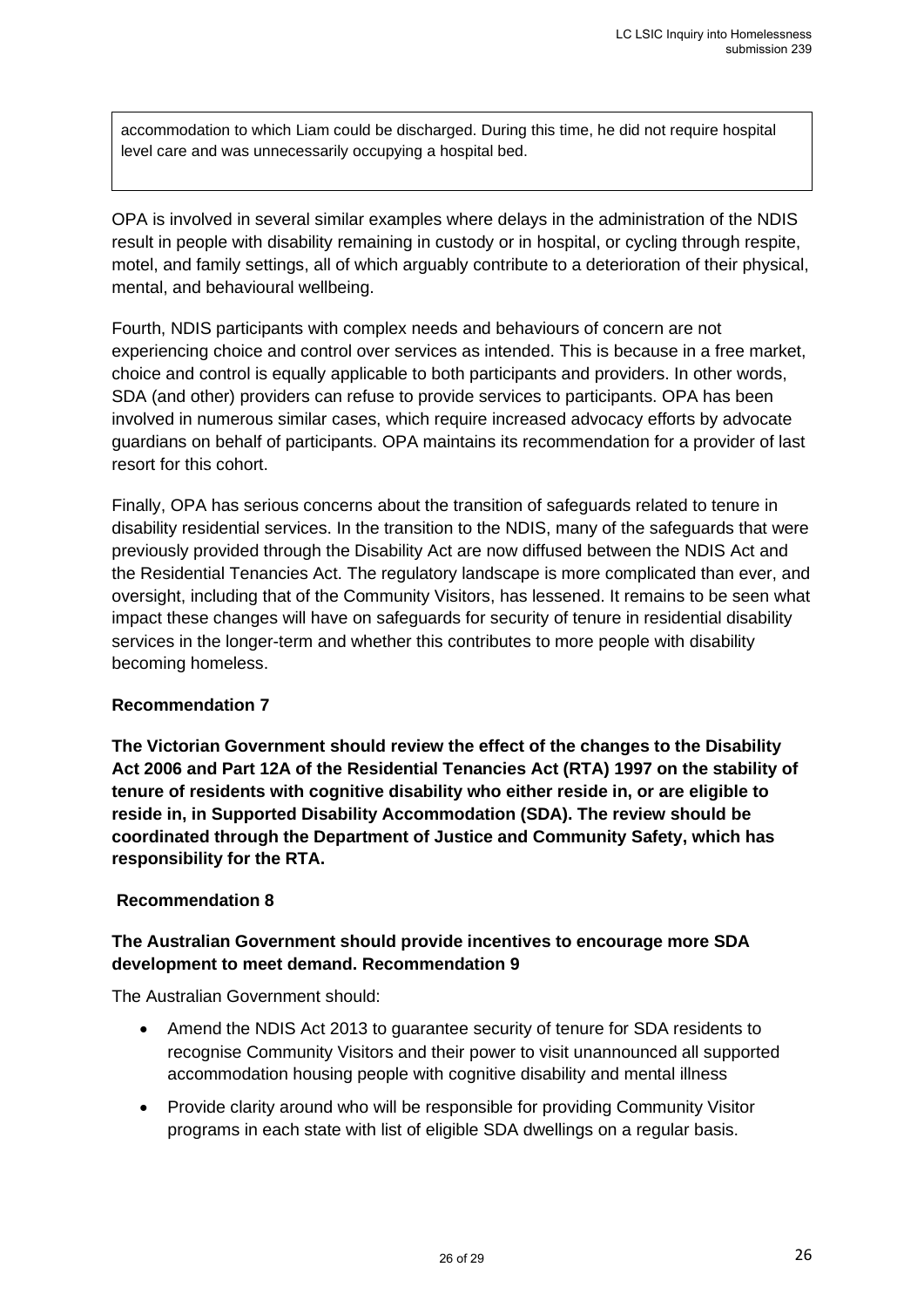accommodation to which Liam could be discharged. During this time, he did not require hospital level care and was unnecessarily occupying a hospital bed.

OPA is involved in several similar examples where delays in the administration of the NDIS result in people with disability remaining in custody or in hospital, or cycling through respite, motel, and family settings, all of which arguably contribute to a deterioration of their physical, mental, and behavioural wellbeing.

Fourth, NDIS participants with complex needs and behaviours of concern are not experiencing choice and control over services as intended. This is because in a free market, choice and control is equally applicable to both participants and providers. In other words, SDA (and other) providers can refuse to provide services to participants. OPA has been involved in numerous similar cases, which require increased advocacy efforts by advocate guardians on behalf of participants. OPA maintains its recommendation for a provider of last resort for this cohort.

Finally, OPA has serious concerns about the transition of safeguards related to tenure in disability residential services. In the transition to the NDIS, many of the safeguards that were previously provided through the Disability Act are now diffused between the NDIS Act and the Residential Tenancies Act. The regulatory landscape is more complicated than ever, and oversight, including that of the Community Visitors, has lessened. It remains to be seen what impact these changes will have on safeguards for security of tenure in residential disability services in the longer-term and whether this contributes to more people with disability becoming homeless.

**Recommendation 7**

**The Victorian Government should review the effect of the changes to the Disability Act 2006 and Part 12A of the Residential Tenancies Act (RTA) 1997 on the stability of tenure of residents with cognitive disability who either reside in, or are eligible to reside in, in Supported Disability Accommodation (SDA). The review should be coordinated through the Department of Justice and Community Safety, which has responsibility for the RTA.**

**Recommendation 8**

**The Australian Government should provide incentives to encourage more SDA development to meet demand. Recommendation 9**

The Australian Government should:

- Amend the NDIS Act 2013 to guarantee security of tenure for SDA residents to recognise Community Visitors and their power to visit unannounced all supported accommodation housing people with cognitive disability and mental illness
- Provide clarity around who will be responsible for providing Community Visitor programs in each state with list of eligible SDA dwellings on a regular basis.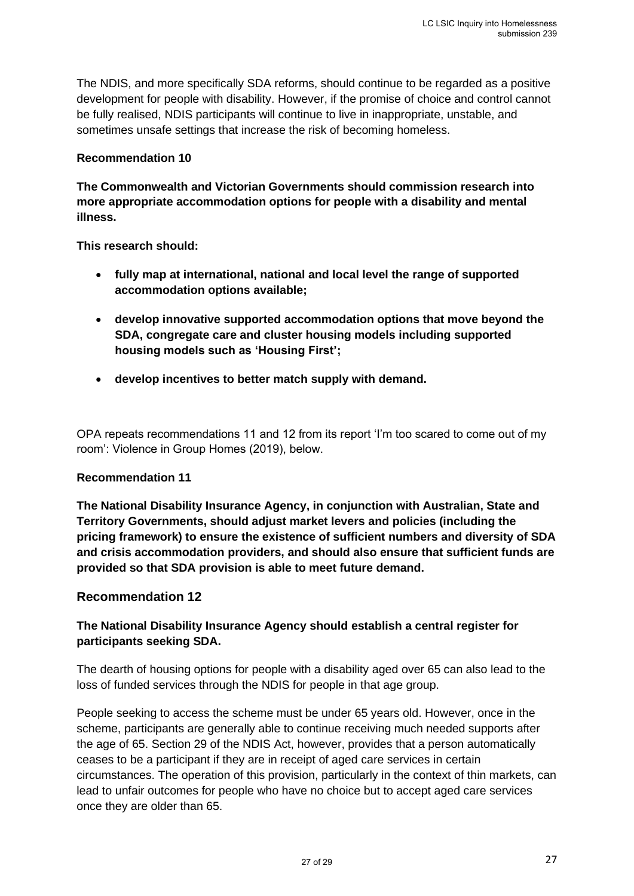The NDIS, and more specifically SDA reforms, should continue to be regarded as a positive development for people with disability. However, if the promise of choice and control cannot be fully realised, NDIS participants will continue to live in inappropriate, unstable, and sometimes unsafe settings that increase the risk of becoming homeless.

**Recommendation 10**

**The Commonwealth and Victorian Governments should commission research into more appropriate accommodation options for people with a disability and mental illness.**

**This research should:**

- **fully map at international, national and local level the range of supported accommodation options available;**
- **develop innovative supported accommodation options that move beyond the SDA, congregate care and cluster housing models including supported housing models such as 'Housing First';**
- **develop incentives to better match supply with demand.**

OPA repeats recommendations 11 and 12 from its report 'I'm too scared to come out of my room': Violence in Group Homes (2019), below.

**Recommendation 11**

**The National Disability Insurance Agency, in conjunction with Australian, State and Territory Governments, should adjust market levers and policies (including the pricing framework) to ensure the existence of sufficient numbers and diversity of SDA and crisis accommodation providers, and should also ensure that sufficient funds are provided so that SDA provision is able to meet future demand.**

## Recommendation 12

**The National Disability Insurance Agency should establish a central register for participants seeking SDA.**

The dearth of housing options for people with a disability aged over 65 can also lead to the loss of funded services through the NDIS for people in that age group.

People seeking to access the scheme must be under 65 years old. However, once in the scheme, participants are generally able to continue receiving much needed supports after the age of 65. Section 29 of the NDIS Act, however, provides that a person automatically ceases to be a participant if they are in receipt of aged care services in certain circumstances. The operation of this provision, particularly in the context of thin markets, can lead to unfair outcomes for people who have no choice but to accept aged care services once they are older than 65.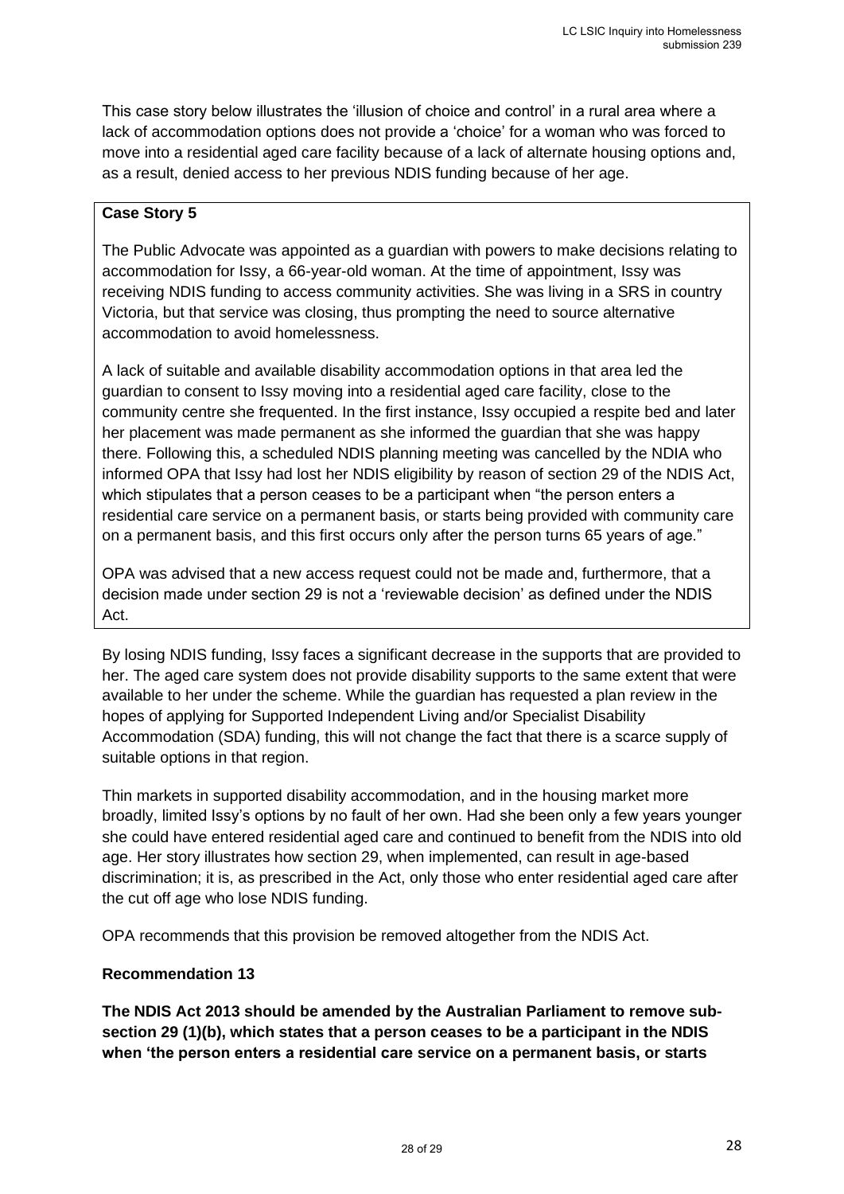This case story below illustrates the 'illusion of choice and control' in a rural area where a lack of accommodation options does not provide a 'choice' for a woman who was forced to move into a residential aged care facility because of a lack of alternate housing options and, as a result, denied access to her previous NDIS funding because of her age.

**Case Story 5**

The Public Advocate was appointed as a guardian with powers to make decisions relating to accommodation for Issy, a 66-year-old woman. At the time of appointment, Issy was receiving NDIS funding to access community activities. She was living in a SRS in country Victoria, but that service was closing, thus prompting the need to source alternative accommodation to avoid homelessness.

A lack of suitable and available disability accommodation options in that area led the guardian to consent to Issy moving into a residential aged care facility, close to the community centre she frequented. In the first instance, Issy occupied a respite bed and later her placement was made permanent as she informed the guardian that she was happy there. Following this, a scheduled NDIS planning meeting was cancelled by the NDIA who informed OPA that Issy had lost her NDIS eligibility by reason of section 29 of the NDIS Act, which stipulates that a person ceases to be a participant when "the person enters a residential care service on a permanent basis, or starts being provided with community care on a permanent basis, and this first occurs only after the person turns 65 years of age."

OPA was advised that a new access request could not be made and, furthermore, that a decision made under section 29 is not a 'reviewable decision' as defined under the NDIS Act.

By losing NDIS funding, Issy faces a significant decrease in the supports that are provided to her. The aged care system does not provide disability supports to the same extent that were available to her under the scheme. While the guardian has requested a plan review in the hopes of applying for Supported Independent Living and/or Specialist Disability Accommodation (SDA) funding, this will not change the fact that there is a scarce supply of suitable options in that region.

Thin markets in supported disability accommodation, and in the housing market more broadly, limited Issy's options by no fault of her own. Had she been only a few years younger she could have entered residential aged care and continued to benefit from the NDIS into old age. Her story illustrates how section 29, when implemented, can result in age-based discrimination; it is, as prescribed in the Act, only those who enter residential aged care after the cut off age who lose NDIS funding.

OPA recommends that this provision be removed altogether from the NDIS Act.

**Recommendation 13**

**The NDIS Act 2013 should be amended by the Australian Parliament to remove sub-section 29 (1)(b), which states that a person ceases to be a participant in the NDIS when 'the person enters a residential care service on a permanent basis, or starts**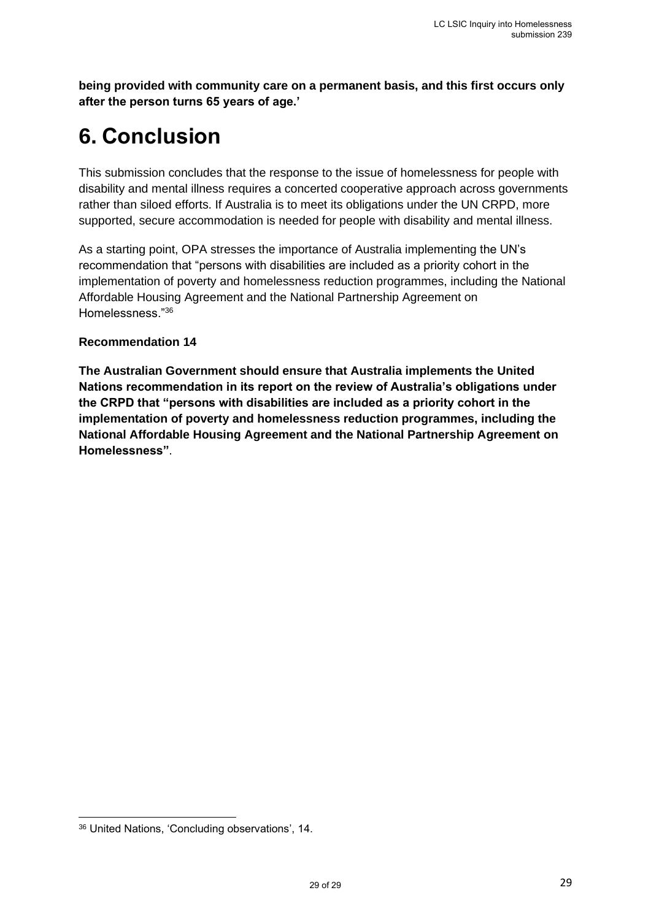**being provided with community care on a permanent basis, and this first occurs only after the person turns 65 years of age.'**

# 6. Conclusion

This submission concludes that the response to the issue of homelessness for people with disability and mental illness requires a concerted cooperative approach across governments rather than siloed efforts. If Australia is to meet its obligations under the UN CRPD, more supported, secure accommodation is needed for people with disability and mental illness.

As a starting point, OPA stresses the importance of Australia implementing the UN's recommendation that "persons with disabilities are included as a priority cohort in the implementation of poverty and homelessness reduction programmes, including the National Affordable Housing Agreement and the National Partnership Agreement on Homelessness."[36]

**Recommendation 14**

**The Australian Government should ensure that Australia implements the United Nations recommendation in its report on the review of Australia's obligations under the CRPD that "persons with disabilities are included as a priority cohort in the implementation of poverty and homelessness reduction programmes, including the National Affordable Housing Agreement and the National Partnership Agreement on Homelessness"**.

[36] United Nations, 'Concluding observations', 14.